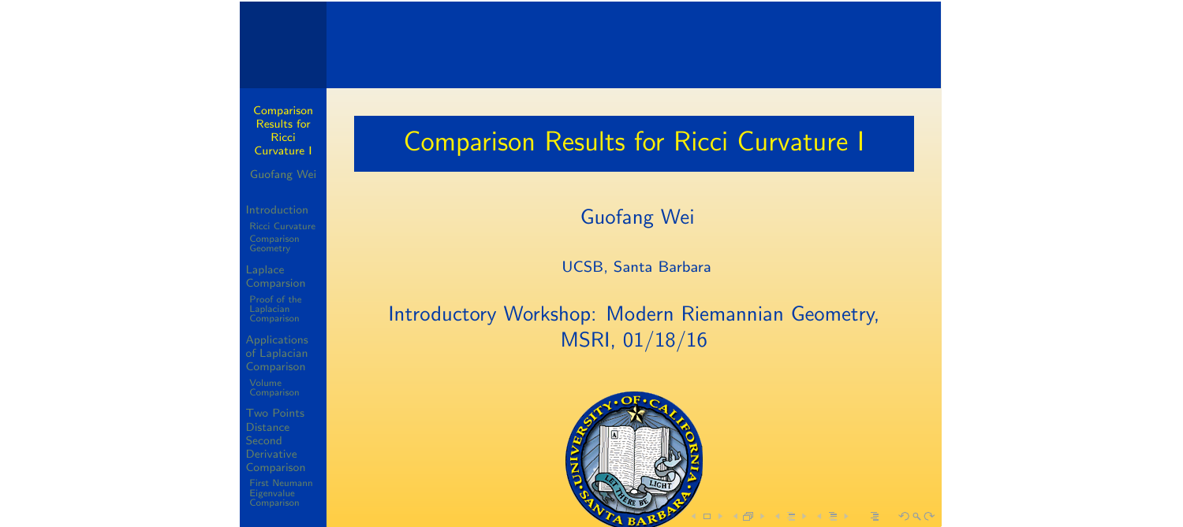# Comparison Results for Ricci Curvature I

Guofang Wei

UCSB, Santa Barbara

Introductory Workshop: Modern Riemannian Geometry, MSRI, 01/18/16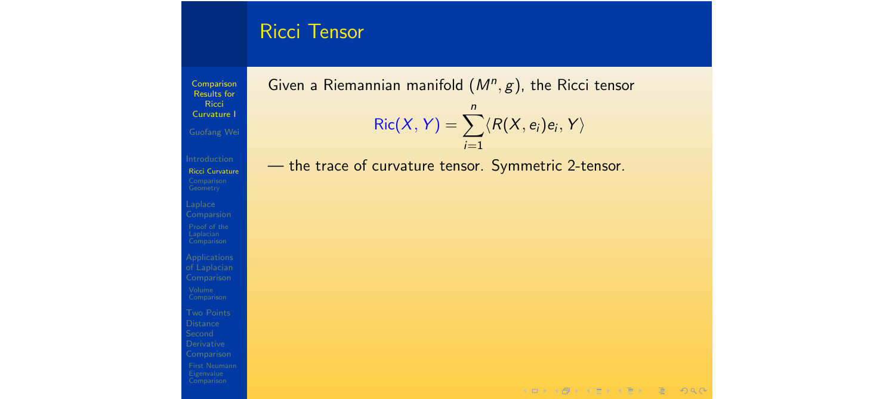# Ricci Tensor

Given a Riemannian manifold $(M^n, g)$, the Ricci tensor

$$\mathrm{Ric}(X, Y) = \sum_{i=1}^{n} \langle R(X, e_i)e_i, Y \rangle$$

— the trace of curvature tensor. Symmetric 2-tensor.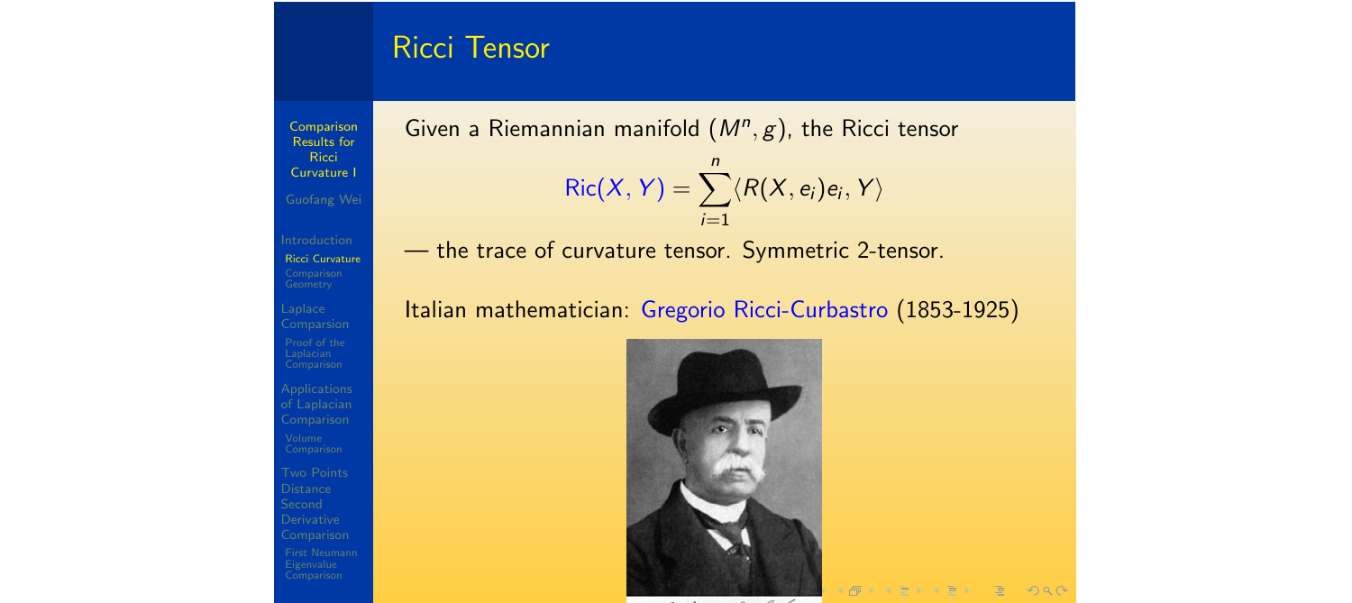## Ricci Tensor

Given a Riemannian manifold $(M^n, g)$, the Ricci tensor

$$\mathrm{Ric}(X, Y) = \sum_{i=1}^{n} \langle R(X, e_i)e_i, Y \rangle$$

— the trace of curvature tensor. Symmetric 2-tensor.

Italian mathematician: Gregorio Ricci-Curbastro (1853-1925)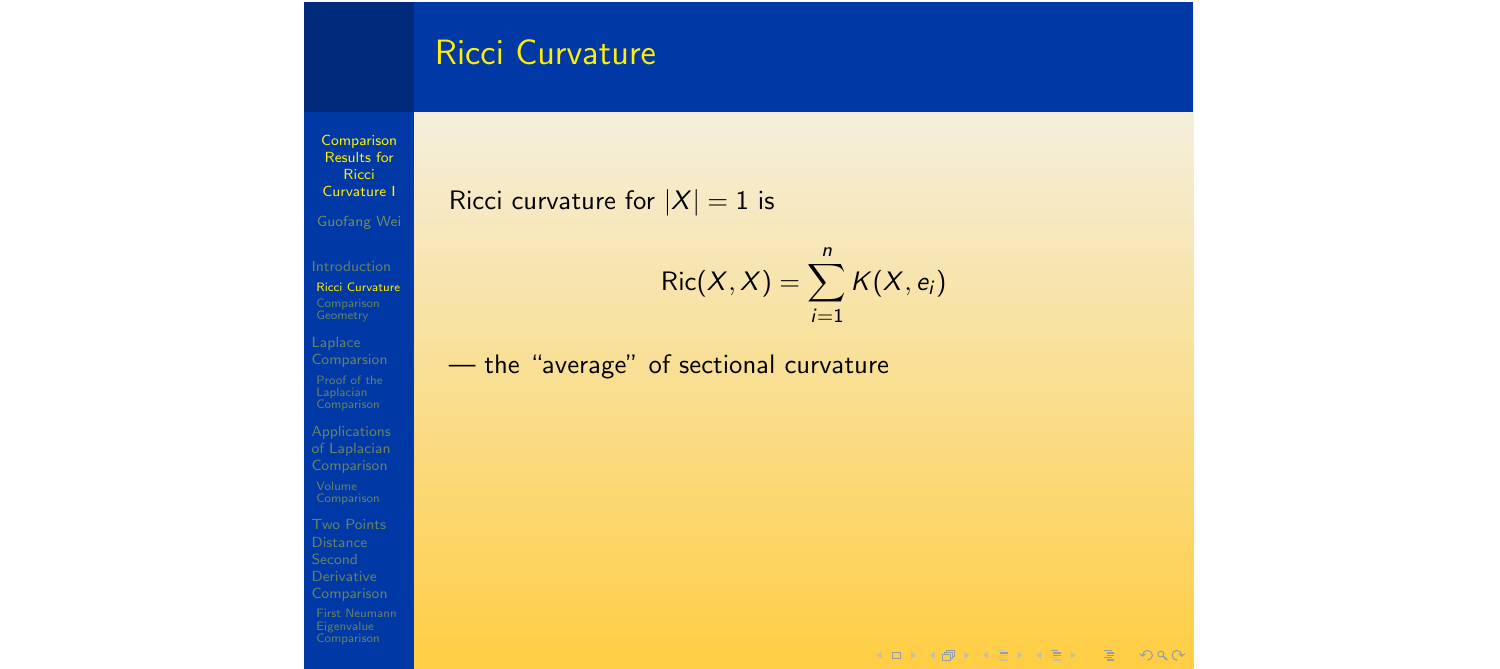## Ricci Curvature

Ricci curvature for $|X| = 1$ is

$$\mathrm{Ric}(X, X) = \sum_{i=1}^{n} K(X, e_i)$$

— the "average" of sectional curvature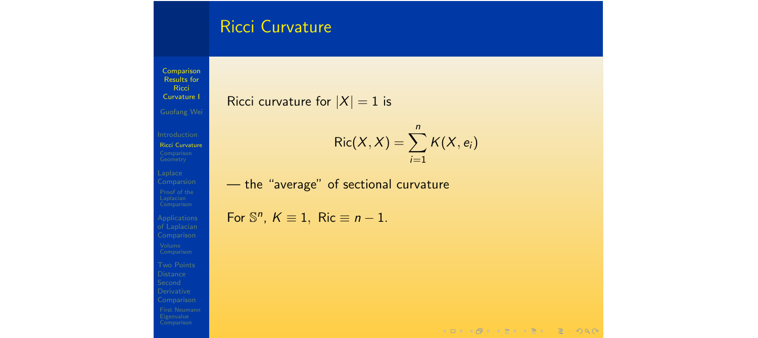## Ricci Curvature

Ricci curvature for $|X| = 1$ is

$$\mathrm{Ric}(X, X) = \sum_{i=1}^{n} K(X, e_i)$$

— the "average" of sectional curvature

For $\mathbb{S}^n$, $K \equiv 1$, $\mathrm{Ric} \equiv n - 1$.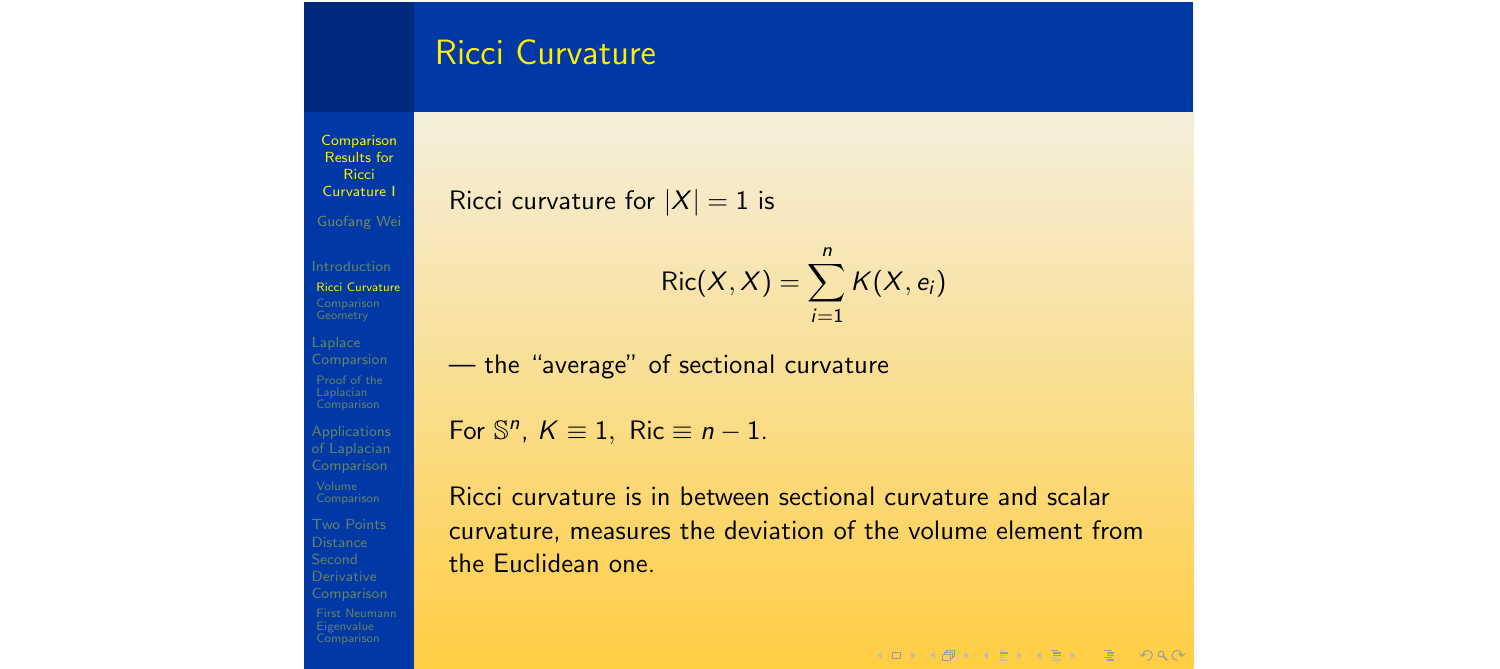## Ricci Curvature

Ricci curvature for $|X| = 1$ is

$$\text{Ric}(X, X) = \sum_{i=1}^{n} K(X, e_i)$$

— the "average" of sectional curvature

For $\mathbb{S}^n$, $K \equiv 1$, $\text{Ric} \equiv n - 1$.

Ricci curvature is in between sectional curvature and scalar curvature, measures the deviation of the volume element from the Euclidean one.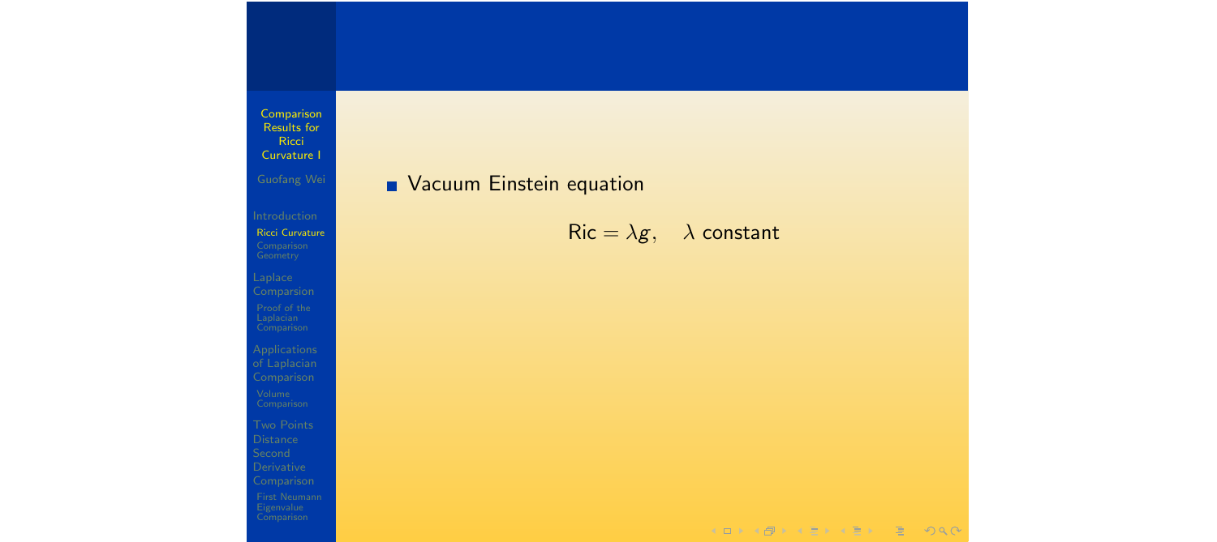- Vacuum Einstein equation

$$\mathrm{Ric} = \lambda g, \quad \lambda \text{ constant}$$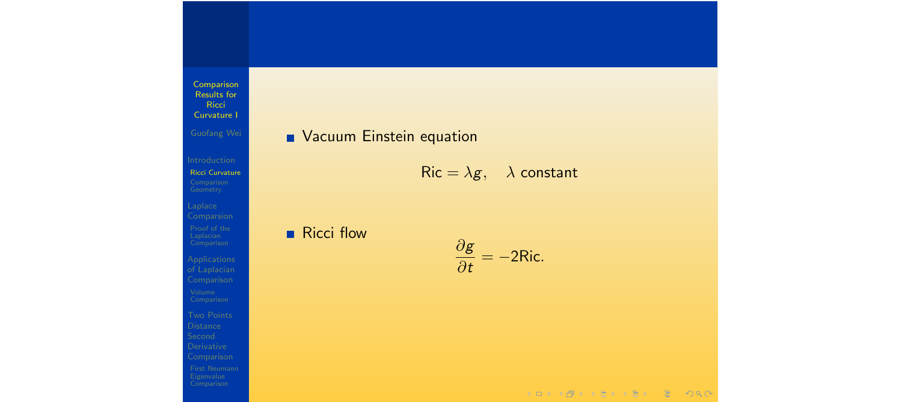- Vacuum Einstein equation

$$\mathrm{Ric} = \lambda g, \quad \lambda \text{ constant}$$

- Ricci flow

$$\frac{\partial g}{\partial t} = -2\mathrm{Ric}.$$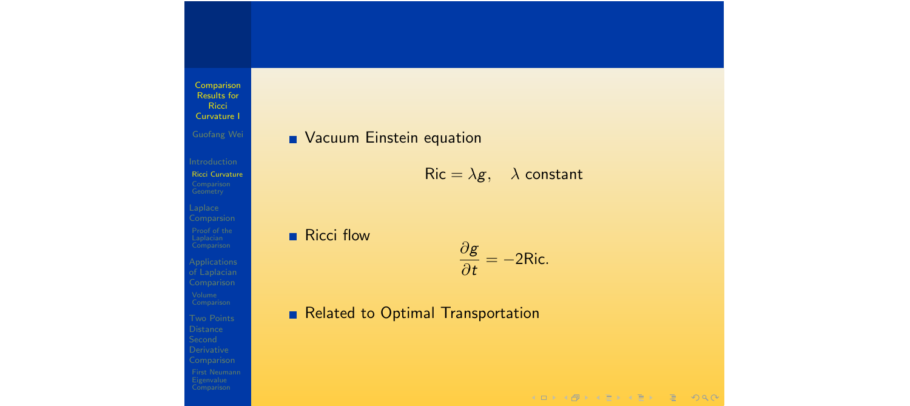- Vacuum Einstein equation

$$\mathrm{Ric} = \lambda g, \quad \lambda \text{ constant}$$

- Ricci flow

$$\frac{\partial g}{\partial t} = -2\mathrm{Ric}.$$

- Related to Optimal Transportation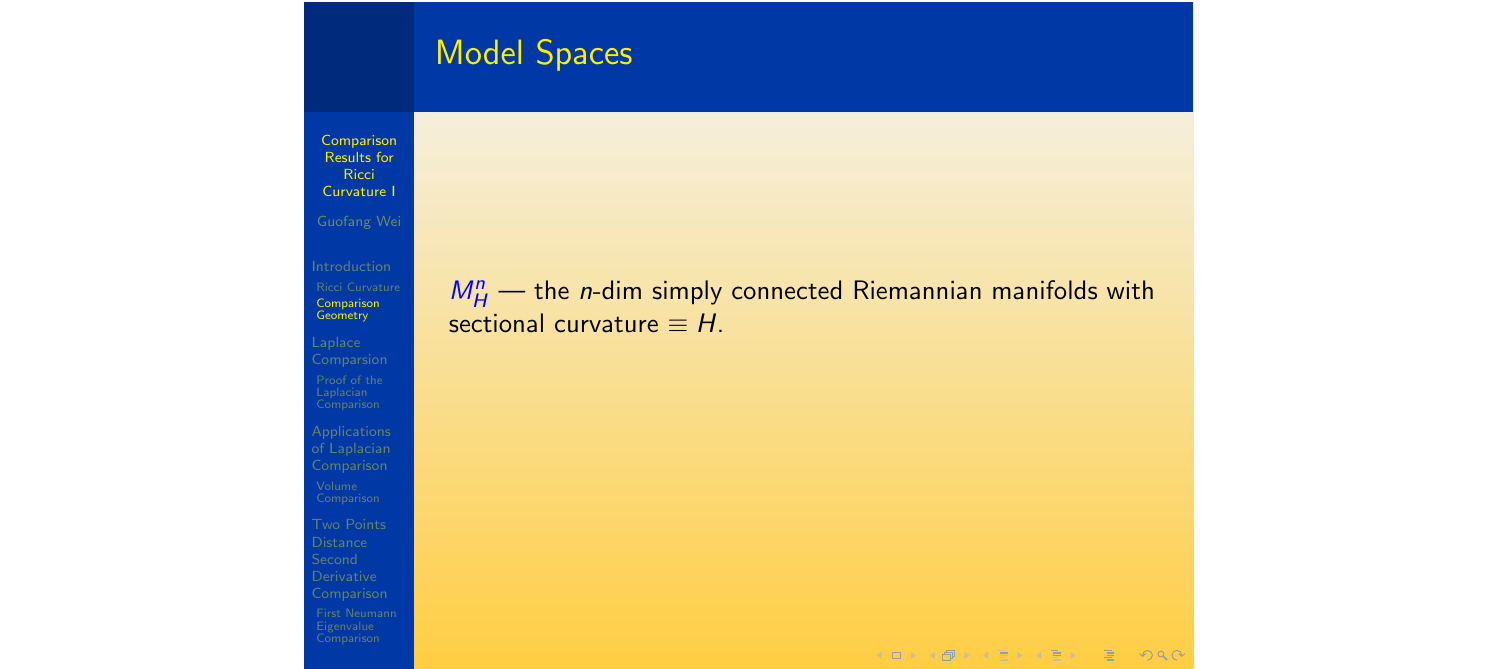## Model Spaces

$M^n_H$ — the $n$-dim simply connected Riemannian manifolds with sectional curvature $\equiv H$.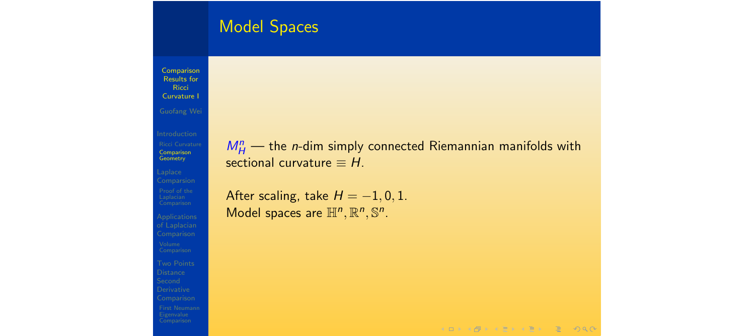## Model Spaces

$M^n_H$ — the $n$-dim simply connected Riemannian manifolds with sectional curvature $\equiv H$.

After scaling, take $H = -1, 0, 1$.
Model spaces are $\mathbb{H}^n, \mathbb{R}^n, \mathbb{S}^n$.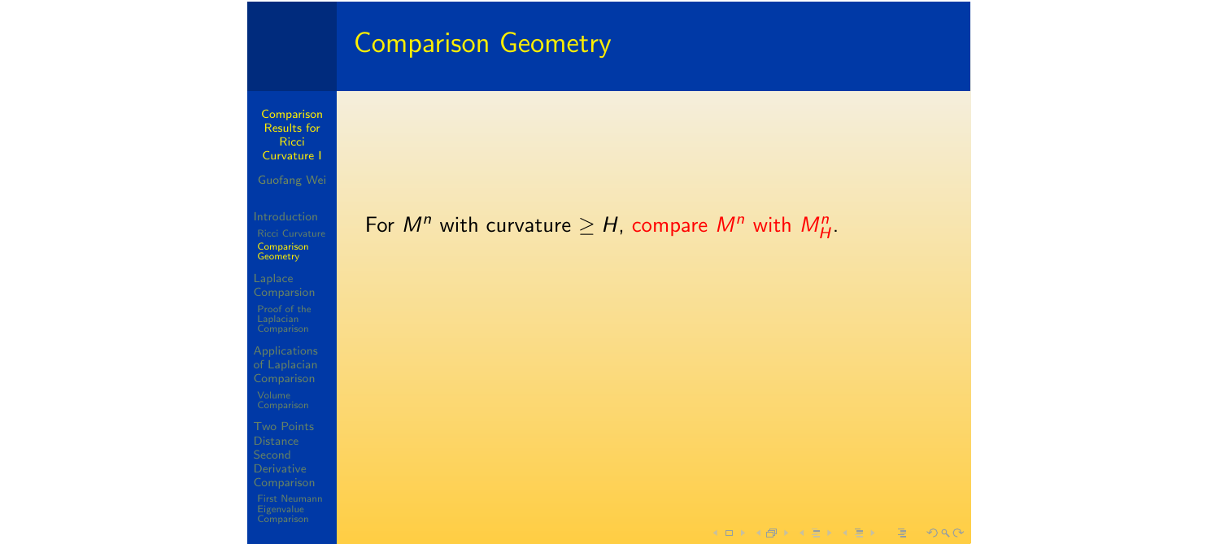## Comparison Geometry

For $M^n$ with curvature $\geq H$, compare $M^n$ with $M^n_H$.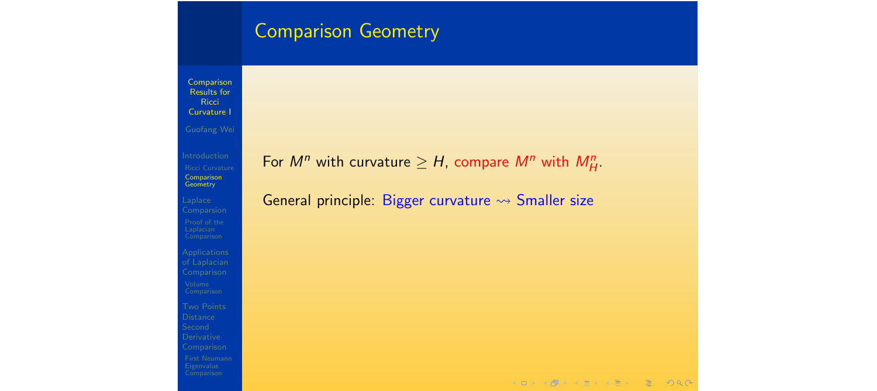## Comparison Geometry

For $M^n$ with curvature $\geq H$, compare $M^n$ with $M^n_H$.

General principle: Bigger curvature $\rightsquigarrow$ Smaller size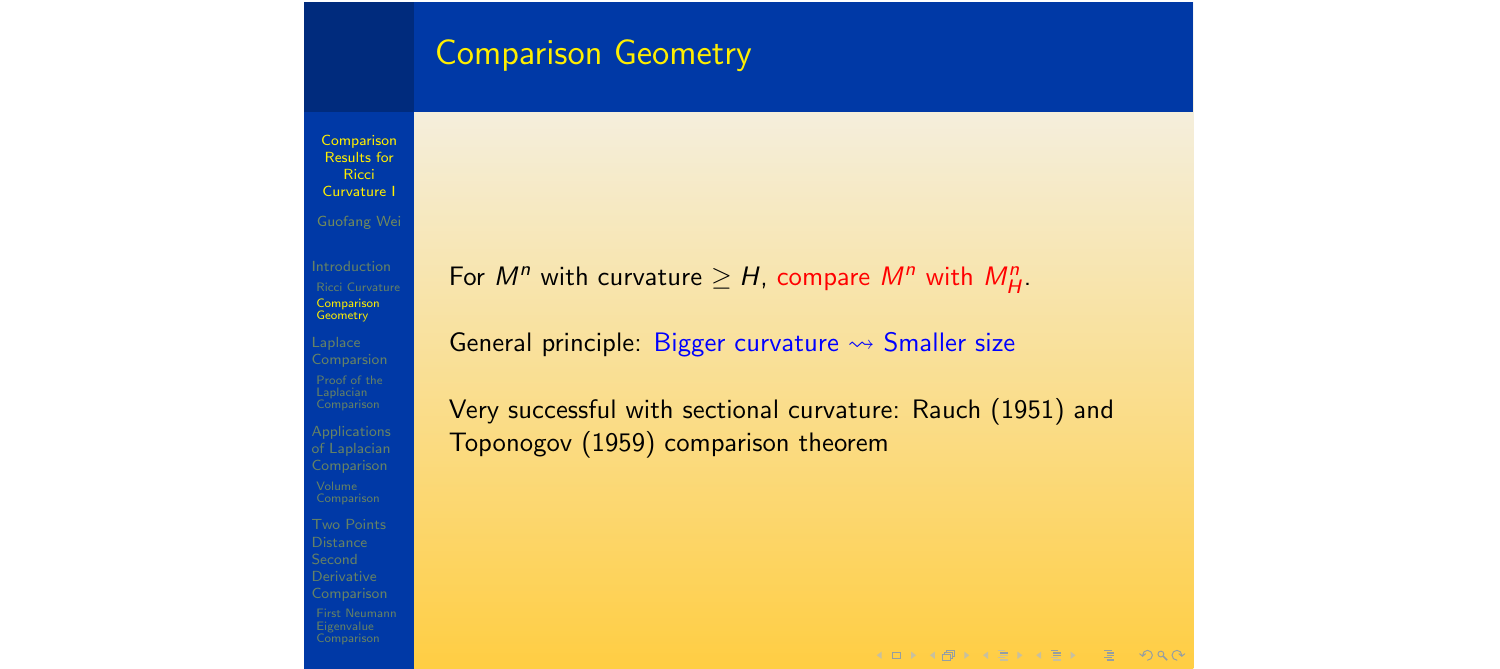## Comparison Geometry

For $M^n$ with curvature $\geq H$, compare $M^n$ with $M^n_H$.

General principle: Bigger curvature $\rightsquigarrow$ Smaller size

Very successful with sectional curvature: Rauch (1951) and Toponogov (1959) comparison theorem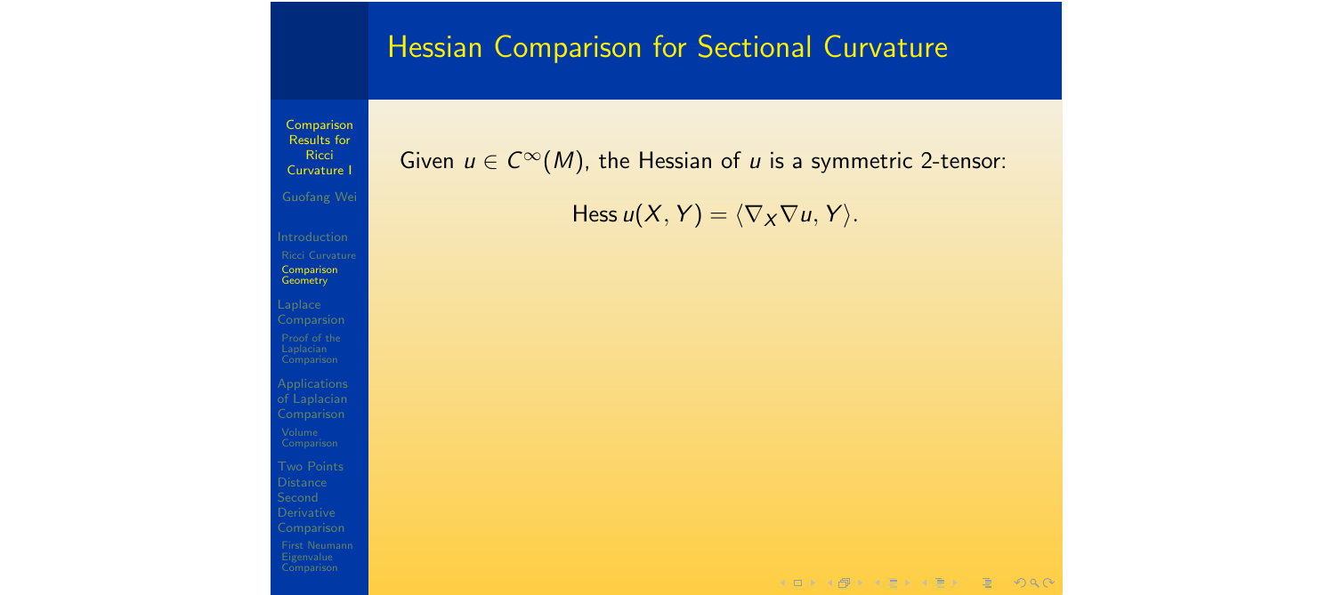# Hessian Comparison for Sectional Curvature

Given $u \in C^\infty(M)$, the Hessian of $u$ is a symmetric 2-tensor:

$$\text{Hess}\, u(X, Y) = \langle \nabla_X \nabla u, Y \rangle.$$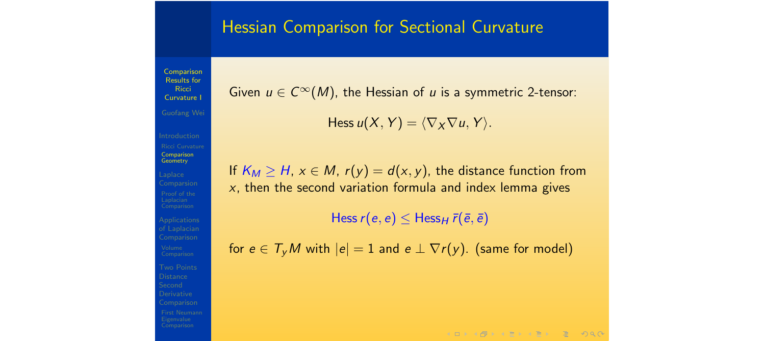## Hessian Comparison for Sectional Curvature

Given $u \in C^\infty(M)$, the Hessian of $u$ is a symmetric 2-tensor:

$$\operatorname{Hess} u(X, Y) = \langle \nabla_X \nabla u, Y \rangle.$$

If $K_M \geq H$, $x \in M$, $r(y) = d(x, y)$, the distance function from $x$, then the second variation formula and index lemma gives

$$\operatorname{Hess} r(e, e) \leq \operatorname{Hess}_H \bar{r}(\bar{e}, \bar{e})$$

for $e \in T_y M$ with $|e| = 1$ and $e \perp \nabla r(y)$. (same for model)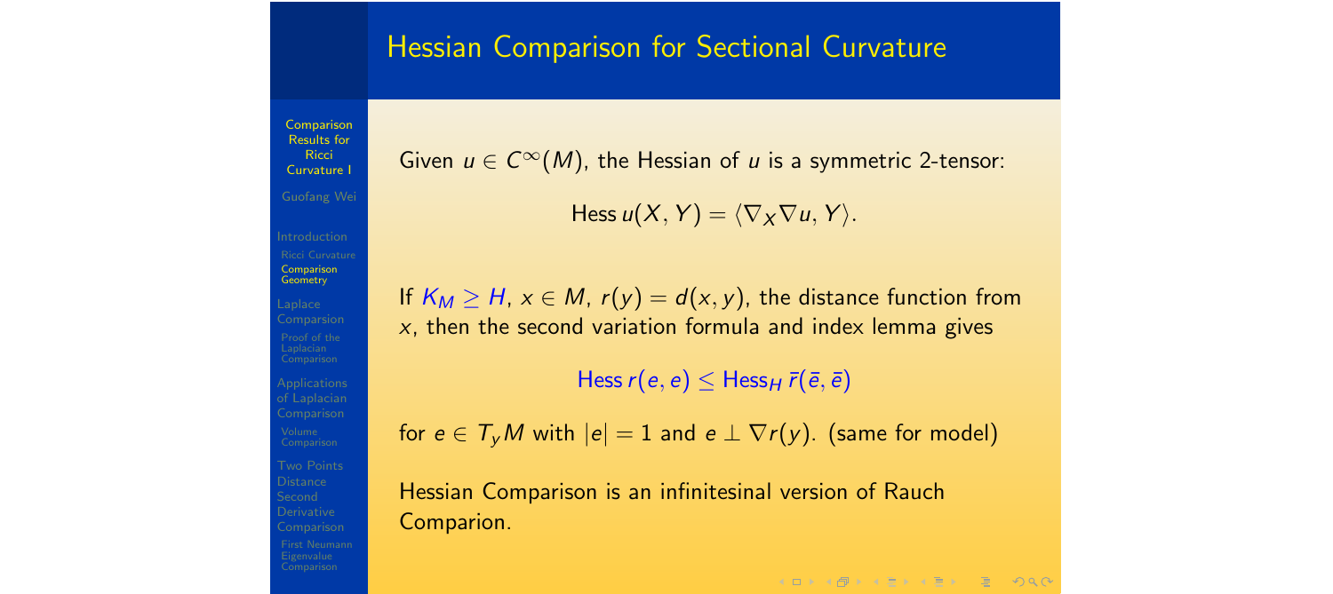# Hessian Comparison for Sectional Curvature

Given $u \in C^\infty(M)$, the Hessian of $u$ is a symmetric 2-tensor:

$$\text{Hess}\, u(X, Y) = \langle \nabla_X \nabla u, Y \rangle.$$

If $K_M \geq H$, $x \in M$, $r(y) = d(x, y)$, the distance function from $x$, then the second variation formula and index lemma gives

$$\text{Hess}\, r(e, e) \leq \text{Hess}_H\, \bar{r}(\bar{e}, \bar{e})$$

for $e \in T_y M$ with $|e| = 1$ and $e \perp \nabla r(y)$. (same for model)

Hessian Comparison is an infinitesinal version of Rauch Comparion.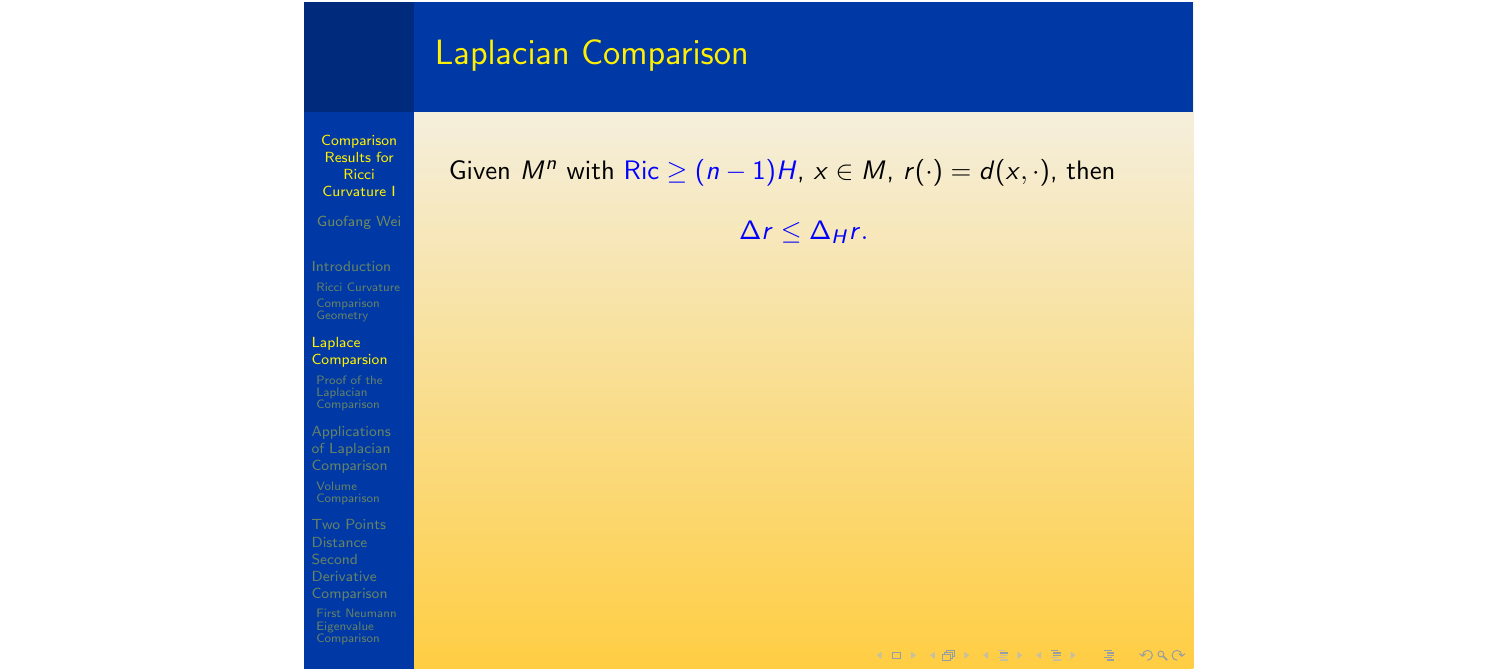# Laplacian Comparison

Given $M^n$ with $\mathrm{Ric} \geq (n-1)H$, $x \in M$, $r(\cdot) = d(x, \cdot)$, then

$$\Delta r \leq \Delta_H r.$$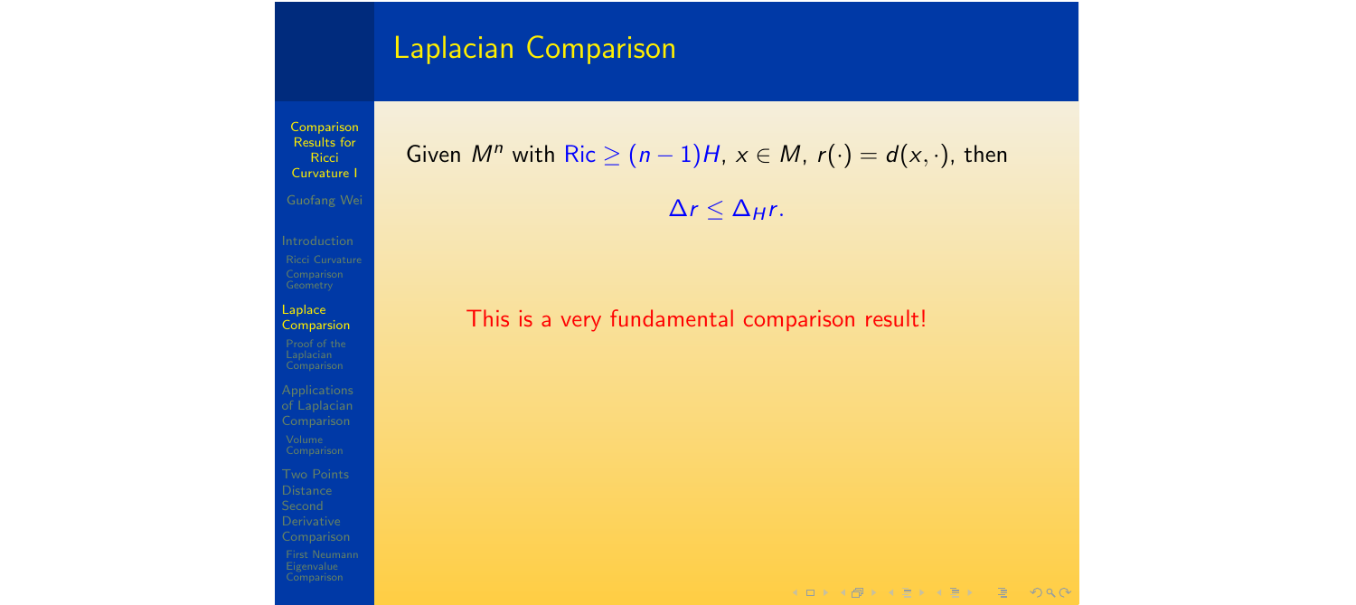## Laplacian Comparison

Given $M^n$ with $\mathrm{Ric} \geq (n-1)H$, $x \in M$, $r(\cdot) = d(x, \cdot)$, then

$$\Delta r \leq \Delta_H r.$$

This is a very fundamental comparison result!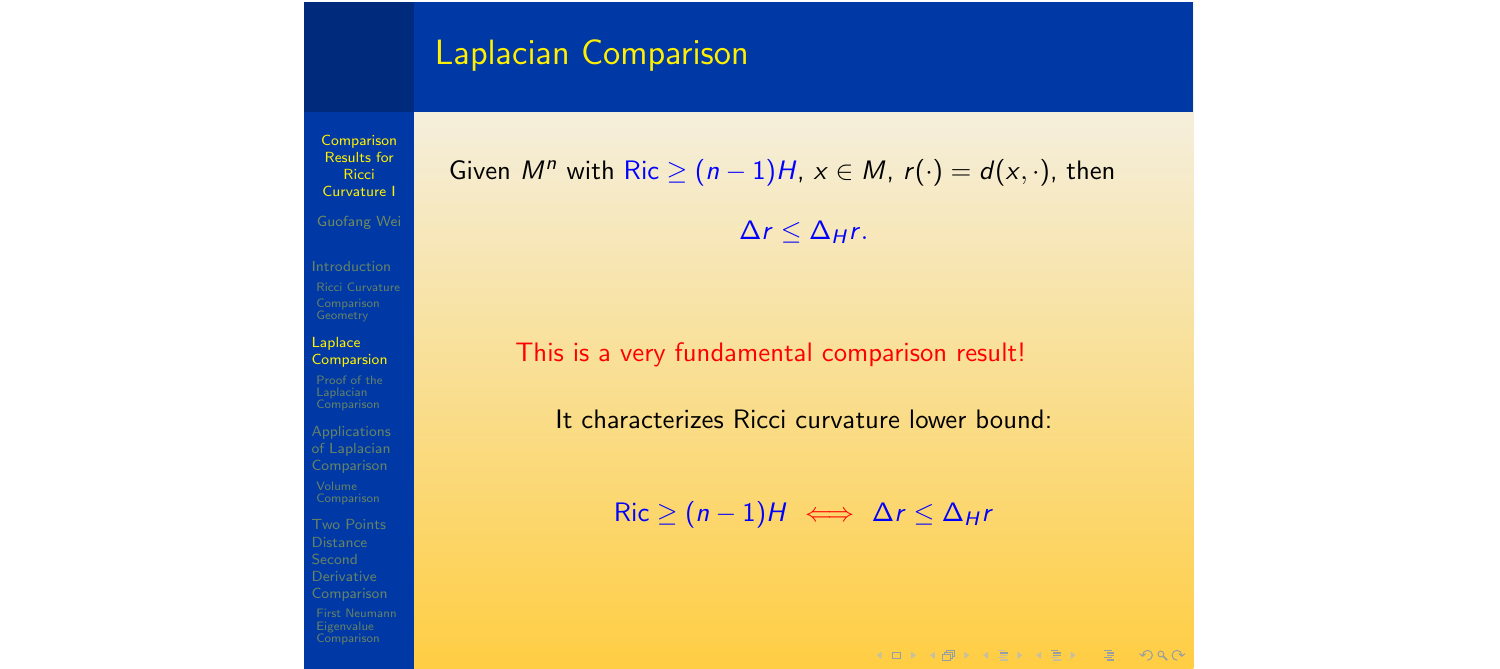# Laplacian Comparison

Given $M^n$ with $\mathrm{Ric} \geq (n-1)H$, $x \in M$, $r(\cdot) = d(x, \cdot)$, then

$$\Delta r \leq \Delta_H r.$$

This is a very fundamental comparison result!

It characterizes Ricci curvature lower bound:

$$\mathrm{Ric} \geq (n-1)H \iff \Delta r \leq \Delta_H r$$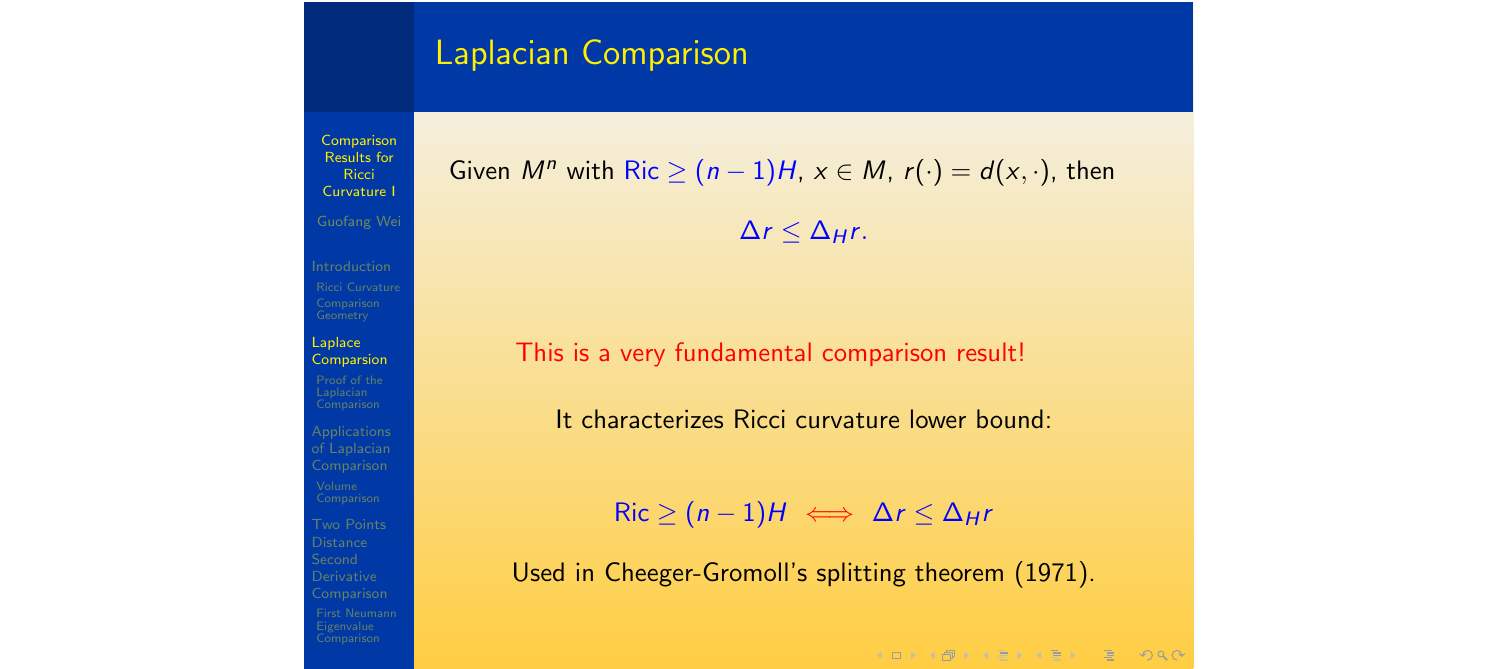# Laplacian Comparison

Given $M^n$ with $\mathrm{Ric} \geq (n-1)H$, $x \in M$, $r(\cdot) = d(x, \cdot)$, then

$$\Delta r \leq \Delta_H r.$$

This is a very fundamental comparison result!

It characterizes Ricci curvature lower bound:

$$\mathrm{Ric} \geq (n-1)H \iff \Delta r \leq \Delta_H r$$

Used in Cheeger-Gromoll's splitting theorem (1971).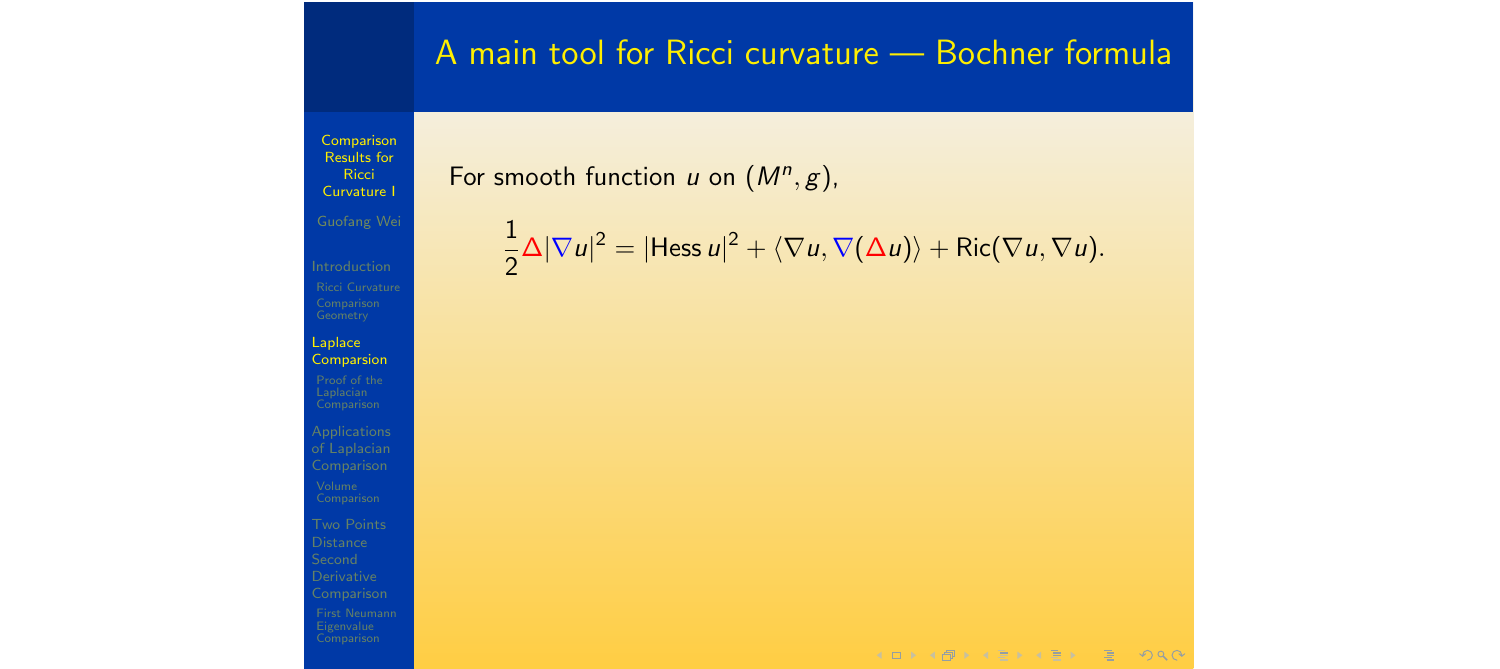# A main tool for Ricci curvature — Bochner formula

For smooth function $u$ on $(M^n, g)$,

$$\frac{1}{2}\Delta|\nabla u|^2 = |\mathrm{Hess}\, u|^2 + \langle \nabla u, \nabla(\Delta u)\rangle + \mathrm{Ric}(\nabla u, \nabla u).$$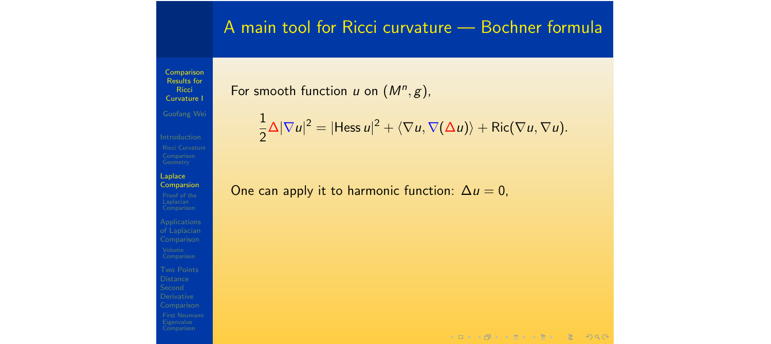## A main tool for Ricci curvature — Bochner formula

For smooth function $u$ on $(M^n, g)$,

$$\frac{1}{2}\Delta|\nabla u|^2 = |\text{Hess}\, u|^2 + \langle \nabla u, \nabla(\Delta u)\rangle + \text{Ric}(\nabla u, \nabla u).$$

One can apply it to harmonic function: $\Delta u = 0$,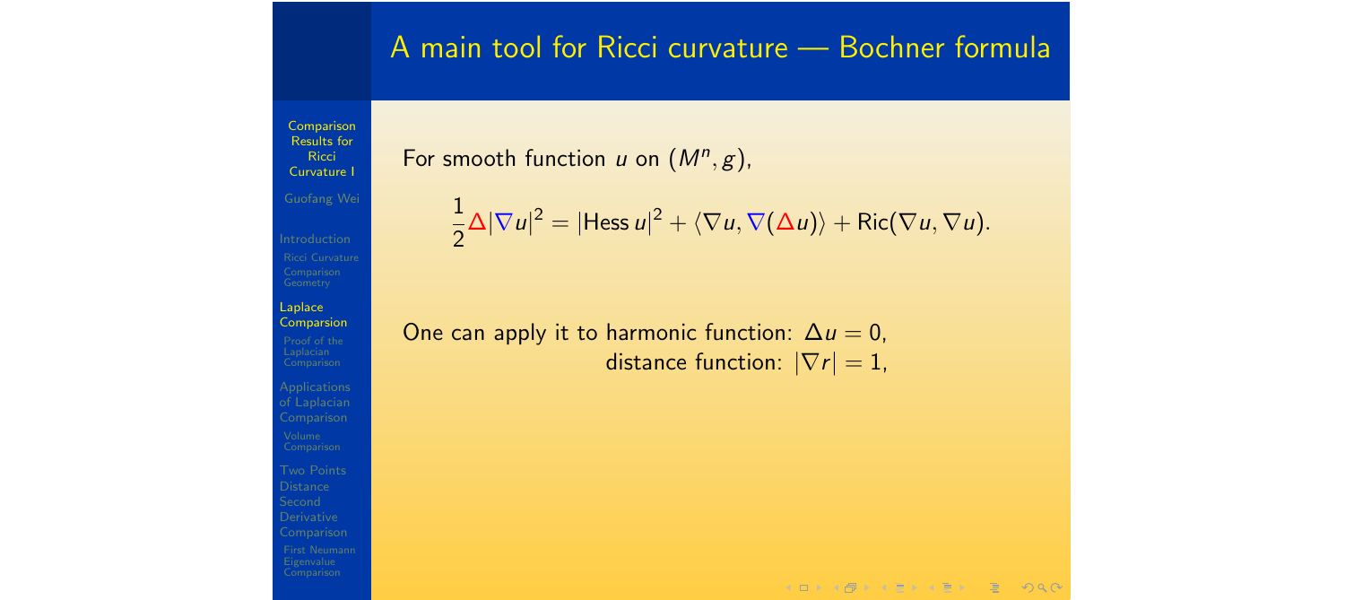# A main tool for Ricci curvature — Bochner formula

For smooth function $u$ on $(M^n, g)$,

$$\frac{1}{2}\Delta|\nabla u|^2 = |\mathrm{Hess}\, u|^2 + \langle \nabla u, \nabla(\Delta u)\rangle + \mathrm{Ric}(\nabla u, \nabla u).$$

One can apply it to harmonic function: $\Delta u = 0$,
distance function: $|\nabla r| = 1$,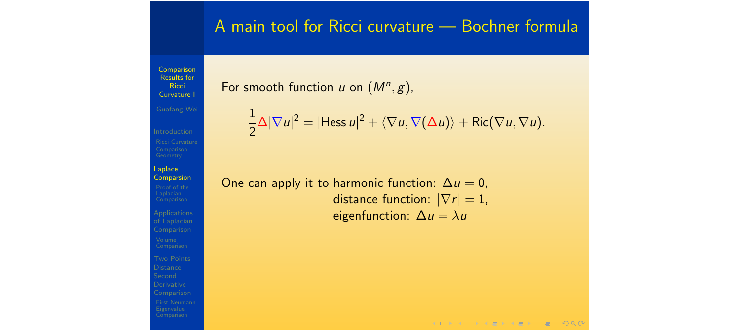# A main tool for Ricci curvature — Bochner formula

For smooth function $u$ on $(M^n, g)$,

$$\frac{1}{2}\Delta|\nabla u|^2 = |\mathrm{Hess}\, u|^2 + \langle \nabla u, \nabla(\Delta u)\rangle + \mathrm{Ric}(\nabla u, \nabla u).$$

One can apply it to harmonic function: $\Delta u = 0$,
distance function: $|\nabla r| = 1$,
eigenfunction: $\Delta u = \lambda u$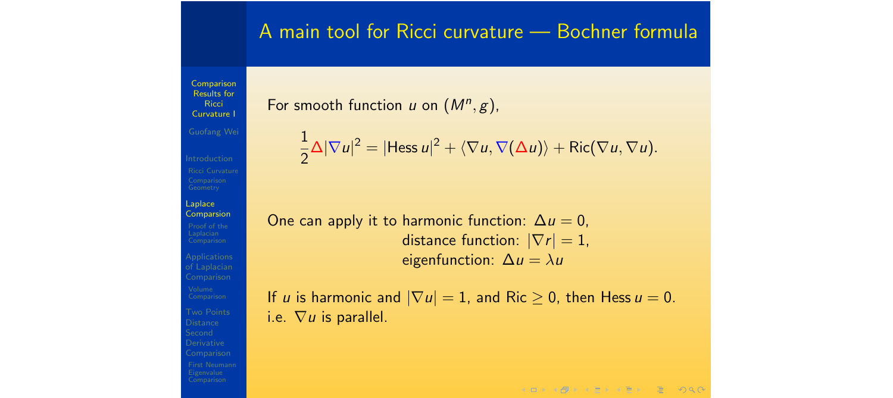## A main tool for Ricci curvature — Bochner formula

For smooth function $u$ on $(M^n, g)$,

$$\frac{1}{2}\Delta|\nabla u|^2 = |\text{Hess}\, u|^2 + \langle \nabla u, \nabla(\Delta u)\rangle + \text{Ric}(\nabla u, \nabla u).$$

One can apply it to harmonic function: $\Delta u = 0$,
distance function: $|\nabla r| = 1$,
eigenfunction: $\Delta u = \lambda u$

If $u$ is harmonic and $|\nabla u| = 1$, and $\text{Ric} \geq 0$, then $\text{Hess}\, u = 0$.
i.e. $\nabla u$ is parallel.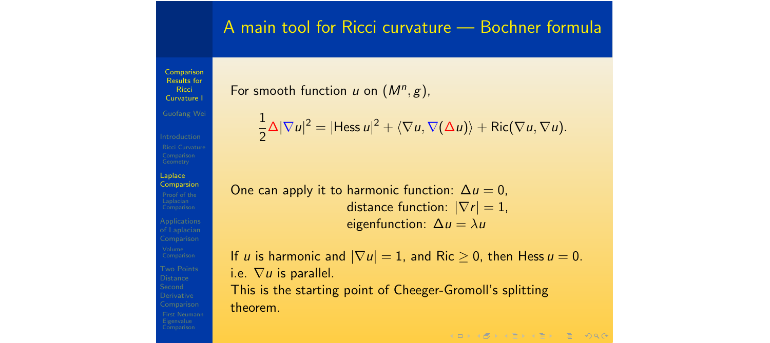# A main tool for Ricci curvature — Bochner formula

For smooth function $u$ on $(M^n, g)$,

$$\frac{1}{2}\Delta|\nabla u|^2 = |\mathrm{Hess}\, u|^2 + \langle \nabla u, \nabla(\Delta u)\rangle + \mathrm{Ric}(\nabla u, \nabla u).$$

One can apply it to harmonic function: $\Delta u = 0$,
distance function: $|\nabla r| = 1$,
eigenfunction: $\Delta u = \lambda u$

If $u$ is harmonic and $|\nabla u| = 1$, and $\mathrm{Ric} \geq 0$, then $\mathrm{Hess}\, u = 0$.
i.e. $\nabla u$ is parallel.
This is the starting point of Cheeger-Gromoll's splitting theorem.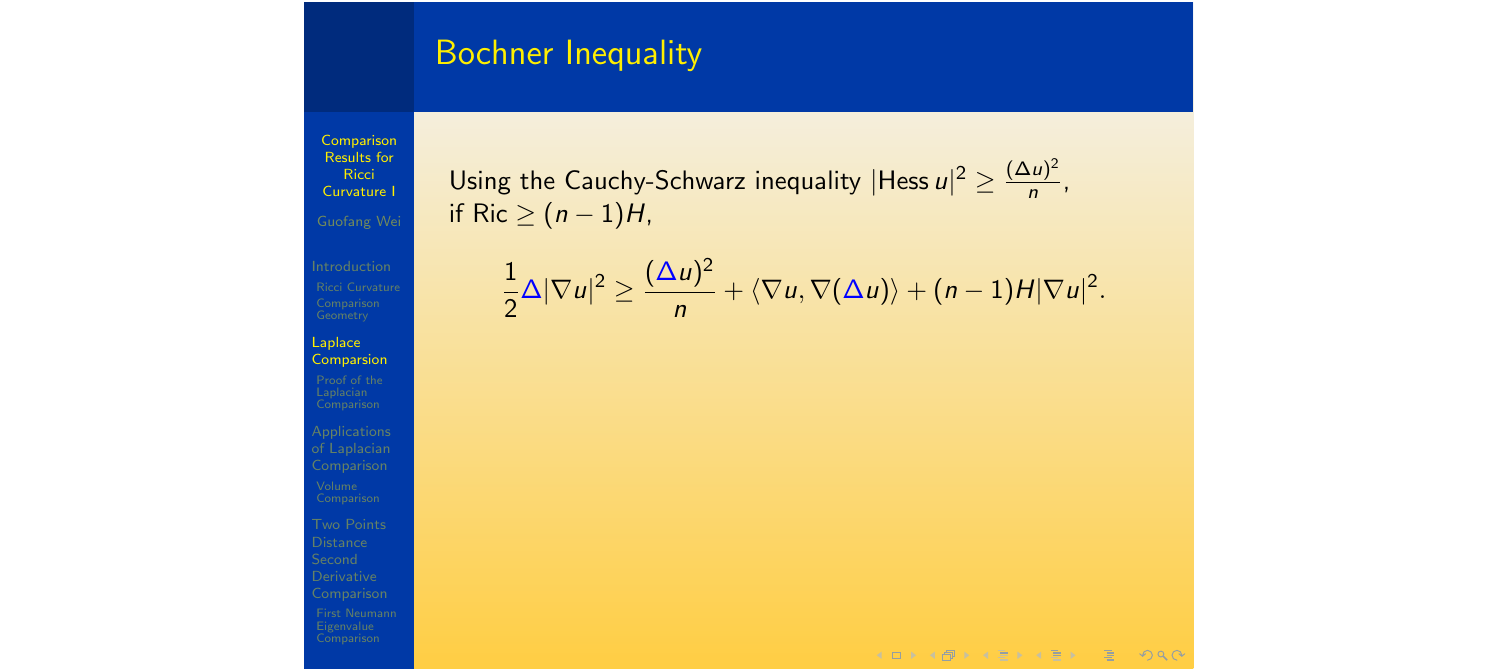# Bochner Inequality

Using the Cauchy-Schwarz inequality $|\text{Hess}\, u|^2 \geq \frac{(\Delta u)^2}{n}$, if $\text{Ric} \geq (n-1)H$,

$$\frac{1}{2}\Delta|\nabla u|^2 \geq \frac{(\Delta u)^2}{n} + \langle \nabla u, \nabla(\Delta u)\rangle + (n-1)H|\nabla u|^2.$$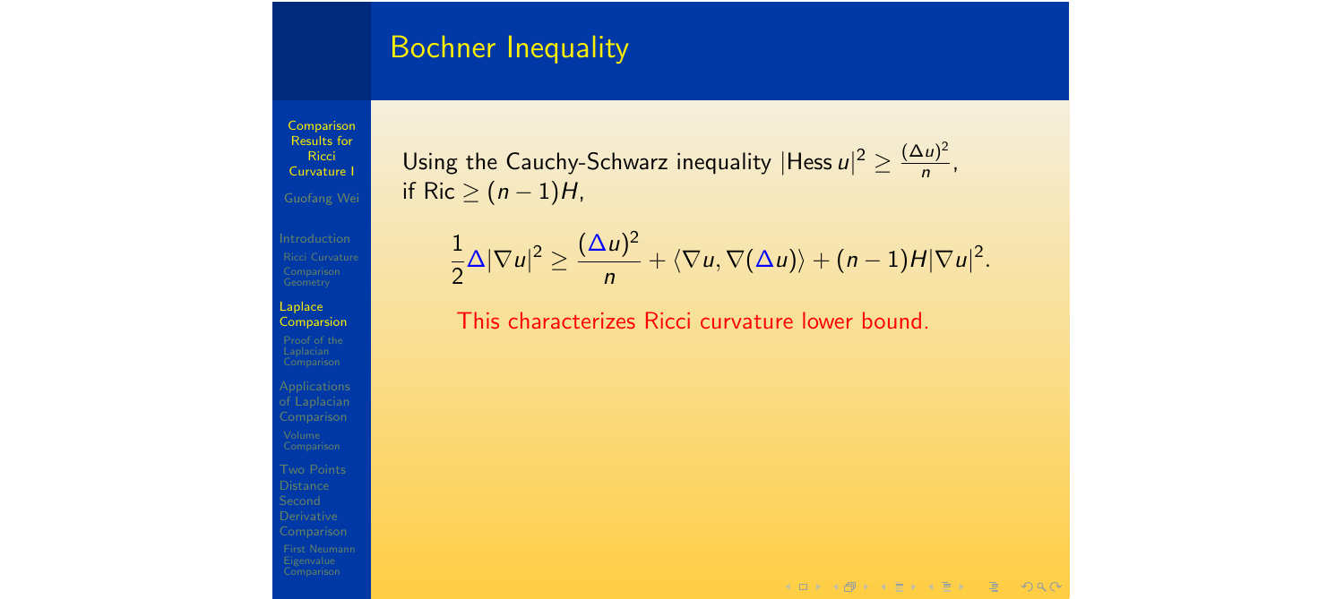# Bochner Inequality

Using the Cauchy-Schwarz inequality $|\text{Hess}\, u|^2 \geq \frac{(\Delta u)^2}{n}$, if $\text{Ric} \geq (n-1)H$,

$$\frac{1}{2}\Delta|\nabla u|^2 \geq \frac{(\Delta u)^2}{n} + \langle \nabla u, \nabla(\Delta u)\rangle + (n-1)H|\nabla u|^2.$$

This characterizes Ricci curvature lower bound.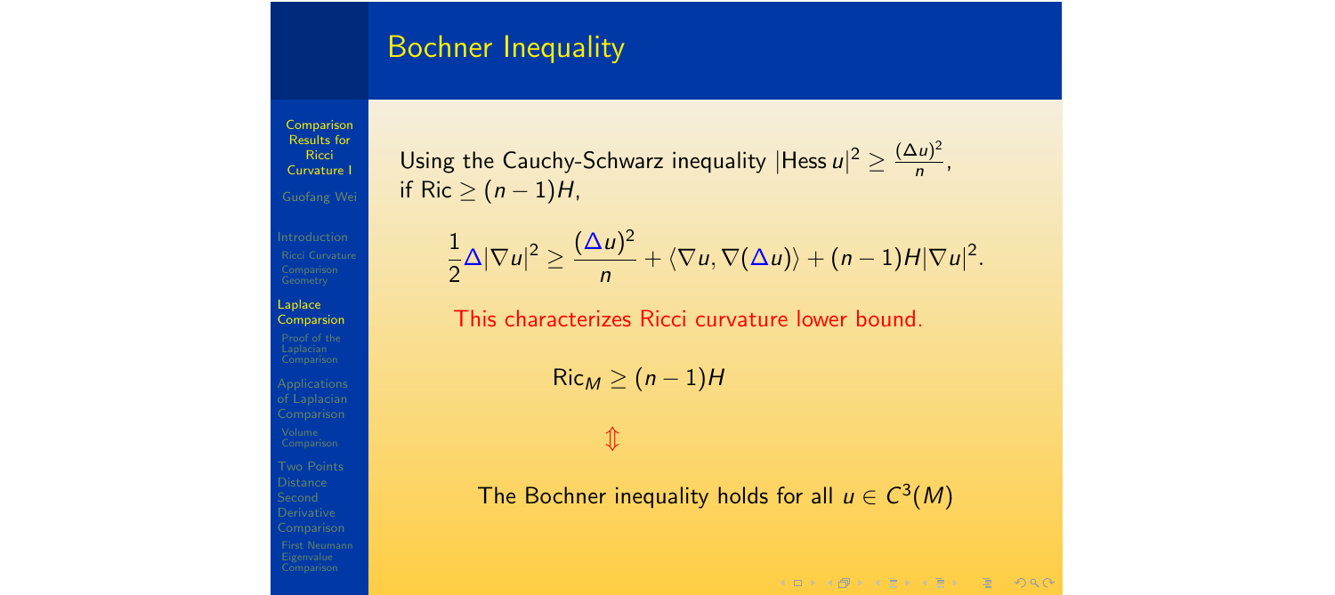## Bochner Inequality

Using the Cauchy-Schwarz inequality $|\text{Hess}\, u|^2 \geq \frac{(\Delta u)^2}{n}$, if $\text{Ric} \geq (n-1)H$,

$$\frac{1}{2}\Delta|\nabla u|^2 \geq \frac{(\Delta u)^2}{n} + \langle \nabla u, \nabla(\Delta u)\rangle + (n-1)H|\nabla u|^2.$$

This characterizes Ricci curvature lower bound.

$$\text{Ric}_M \geq (n-1)H$$

$$\Updownarrow$$

The Bochner inequality holds for all $u \in C^3(M)$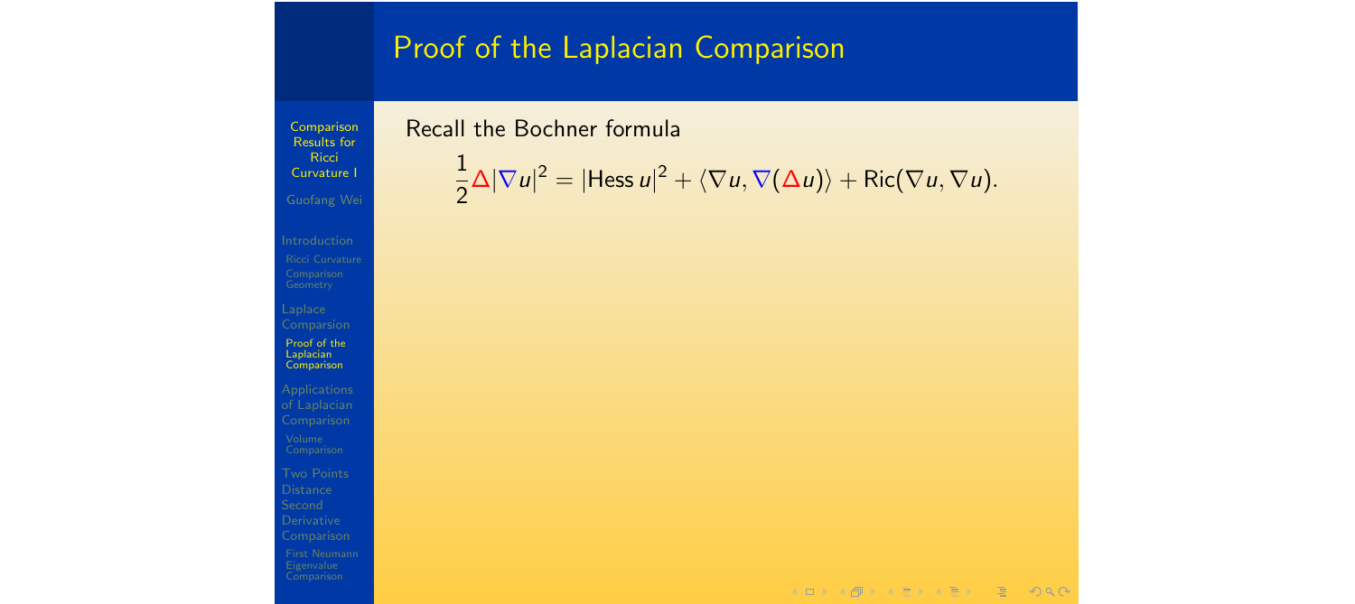# Proof of the Laplacian Comparison

Recall the Bochner formula

$$\frac{1}{2}\Delta|\nabla u|^2 = |\text{Hess}\, u|^2 + \langle \nabla u, \nabla(\Delta u)\rangle + \text{Ric}(\nabla u, \nabla u).$$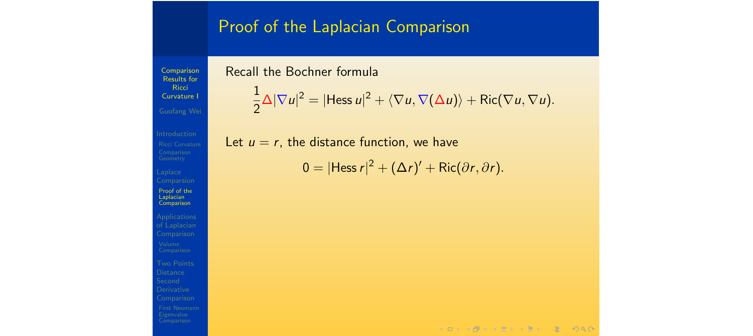# Proof of the Laplacian Comparison

Recall the Bochner formula

$$\frac{1}{2}\Delta|\nabla u|^2 = |\text{Hess}\, u|^2 + \langle \nabla u, \nabla(\Delta u)\rangle + \text{Ric}(\nabla u, \nabla u).$$

Let $u = r$, the distance function, we have

$$0 = |\text{Hess}\, r|^2 + (\Delta r)' + \text{Ric}(\partial r, \partial r).$$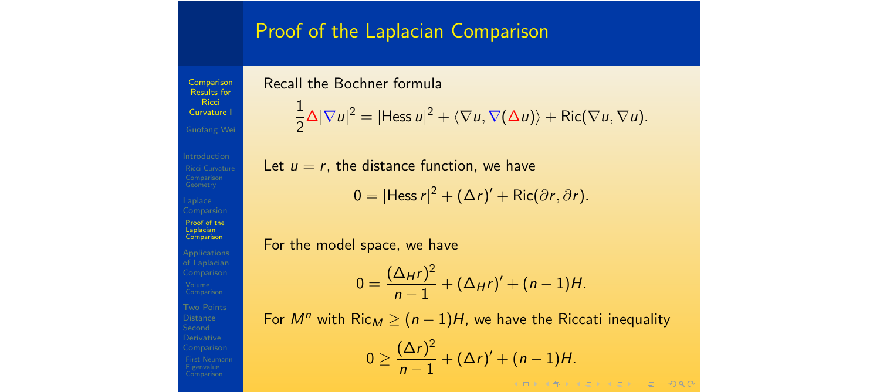# Proof of the Laplacian Comparison

Recall the Bochner formula

$$\frac{1}{2}\Delta|\nabla u|^2 = |\text{Hess}\, u|^2 + \langle \nabla u, \nabla(\Delta u)\rangle + \text{Ric}(\nabla u, \nabla u).$$

Let $u = r$, the distance function, we have

$$0 = |\text{Hess}\, r|^2 + (\Delta r)' + \text{Ric}(\partial r, \partial r).$$

For the model space, we have

$$0 = \frac{(\Delta_H r)^2}{n-1} + (\Delta_H r)' + (n-1)H.$$

For $M^n$ with $\text{Ric}_M \geq (n-1)H$, we have the Riccati inequality

$$0 \geq \frac{(\Delta r)^2}{n-1} + (\Delta r)' + (n-1)H.$$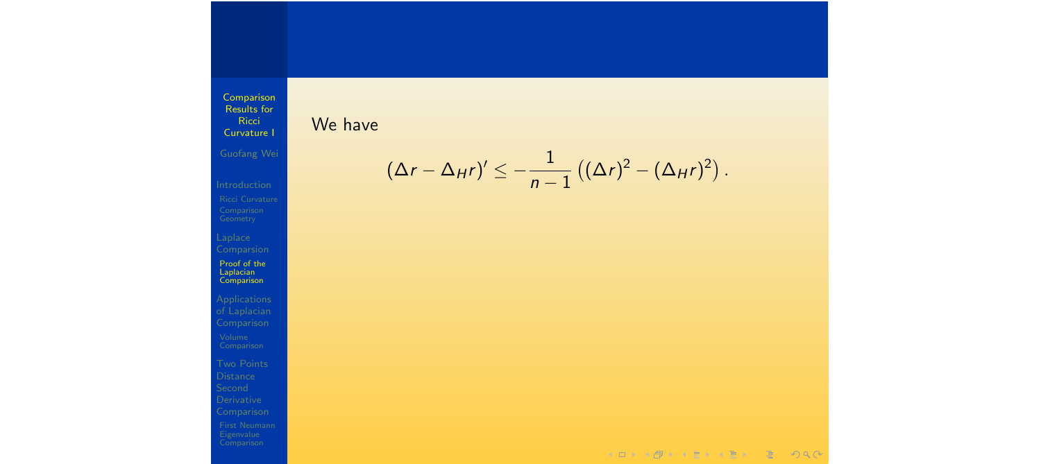We have

$$(\Delta r - \Delta_H r)' \leq -\frac{1}{n-1}\left((\Delta r)^2 - (\Delta_H r)^2\right).$$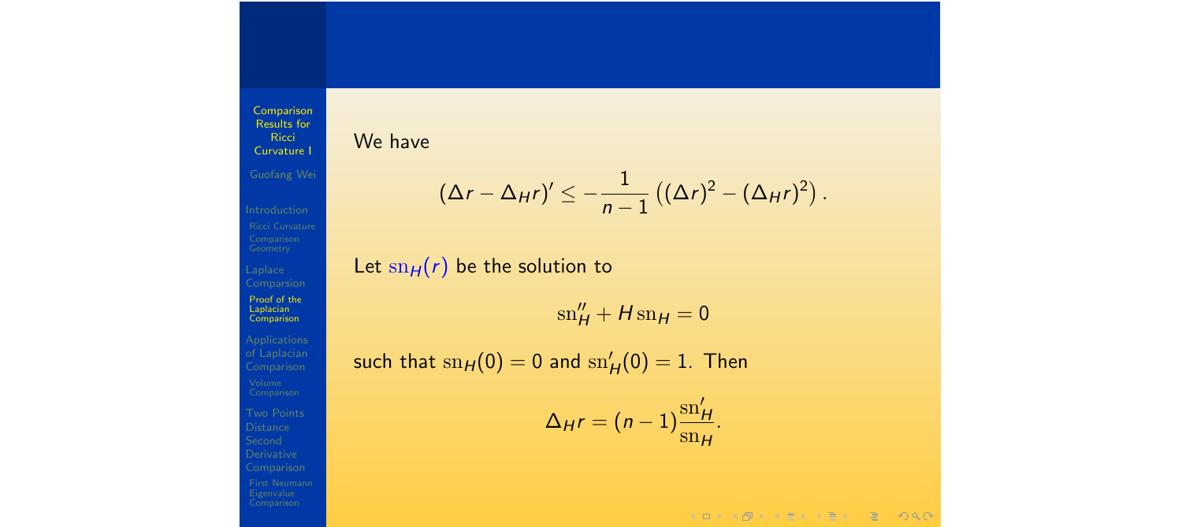We have

$$(\Delta r - \Delta_H r)' \leq -\frac{1}{n-1}\left((\Delta r)^2 - (\Delta_H r)^2\right).$$

Let $\mathrm{sn}_H(r)$ be the solution to

$$\mathrm{sn}_H'' + H\,\mathrm{sn}_H = 0$$

such that $\mathrm{sn}_H(0) = 0$ and $\mathrm{sn}_H'(0) = 1$. Then

$$\Delta_H r = (n-1)\frac{\mathrm{sn}_H'}{\mathrm{sn}_H}.$$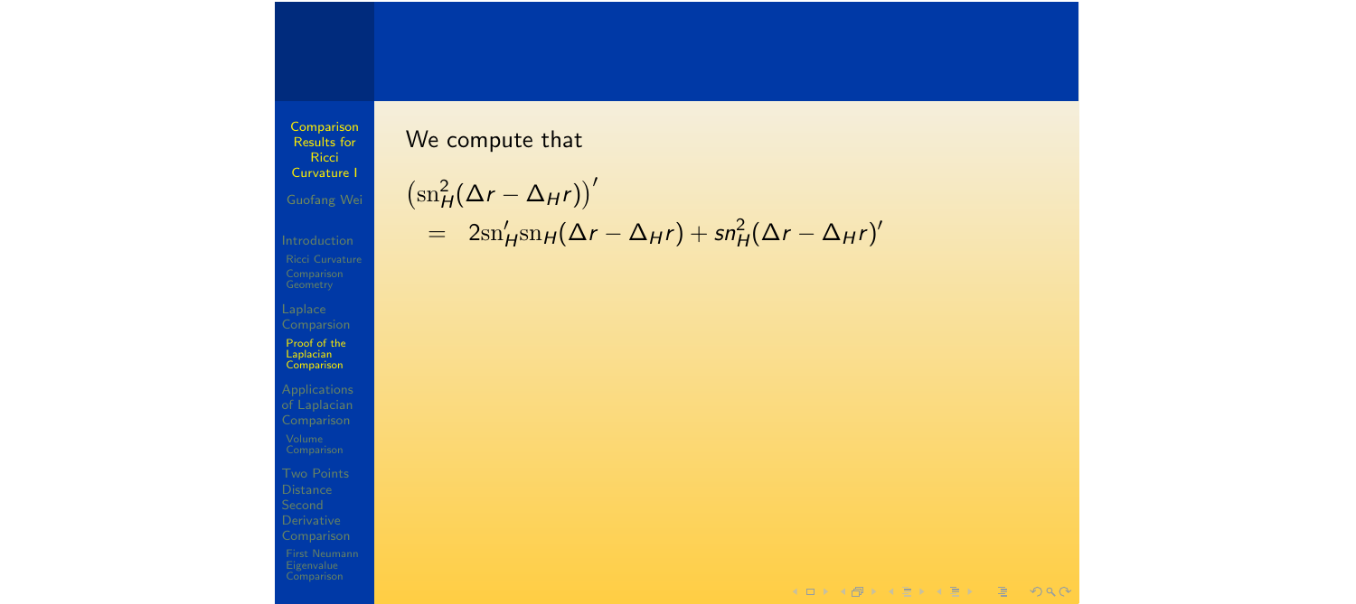We compute that

$$
\begin{aligned}
&\left(\mathrm{sn}_H^2(\Delta r - \Delta_H r)\right)' \\
&\quad = \quad 2\mathrm{sn}_H'\mathrm{sn}_H(\Delta r - \Delta_H r) + sn_H^2(\Delta r - \Delta_H r)'
\end{aligned}
$$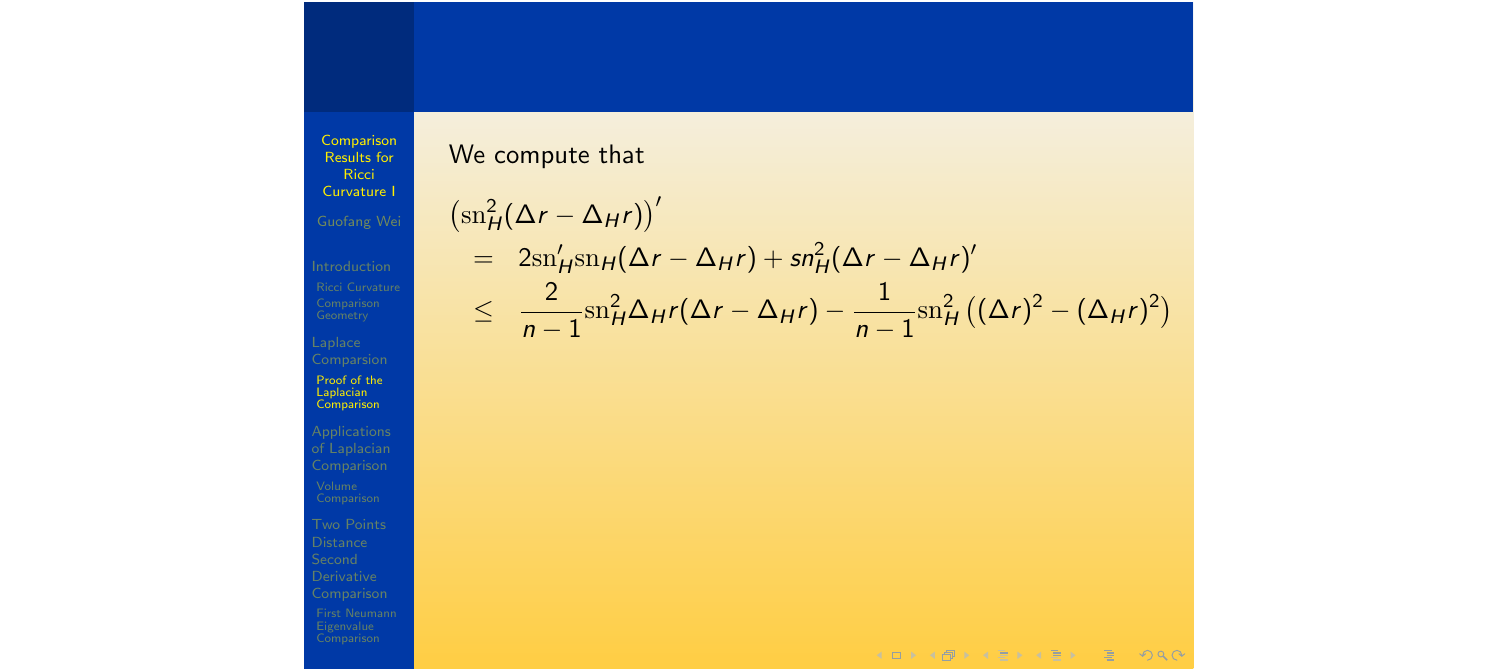We compute that

$$
\begin{aligned}
&\left(\mathrm{sn}_H^2(\Delta r - \Delta_H r)\right)' \\
&\quad = \quad 2\mathrm{sn}_H'\mathrm{sn}_H(\Delta r - \Delta_H r) + sn_H^2(\Delta r - \Delta_H r)' \\
&\quad \leq \quad \frac{2}{n-1}\mathrm{sn}_H^2 \Delta_H r(\Delta r - \Delta_H r) - \frac{1}{n-1}\mathrm{sn}_H^2\left((\Delta r)^2 - (\Delta_H r)^2\right)
\end{aligned}
$$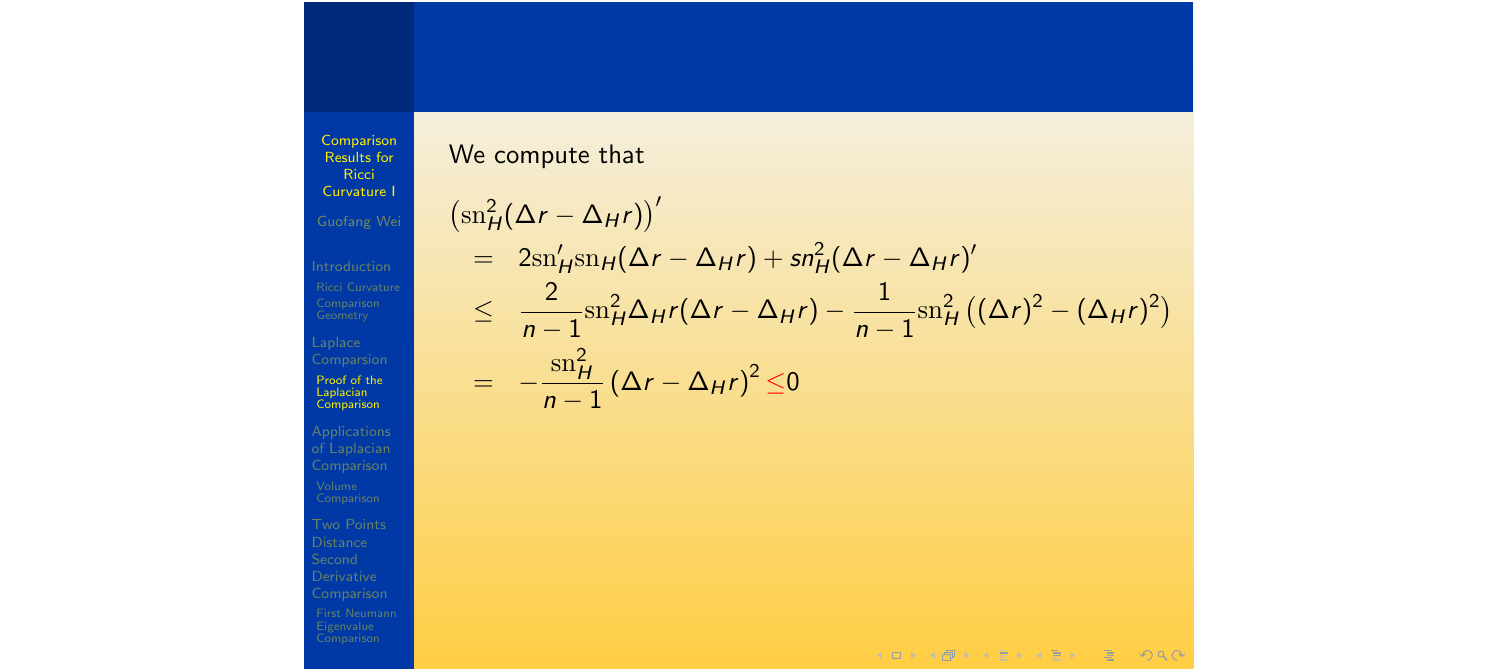We compute that

$$
\begin{aligned}
&\left(\mathrm{sn}_H^2(\Delta r - \Delta_H r)\right)' \\
&= \; 2\mathrm{sn}_H'\mathrm{sn}_H(\Delta r - \Delta_H r) + sn_H^2(\Delta r - \Delta_H r)' \\
&\leq \; \frac{2}{n-1}\mathrm{sn}_H^2 \Delta_H r(\Delta r - \Delta_H r) - \frac{1}{n-1}\mathrm{sn}_H^2\left((\Delta r)^2 - (\Delta_H r)^2\right) \\
&= \; -\frac{\mathrm{sn}_H^2}{n-1}\left(\Delta r - \Delta_H r\right)^2 \leq 0
\end{aligned}
$$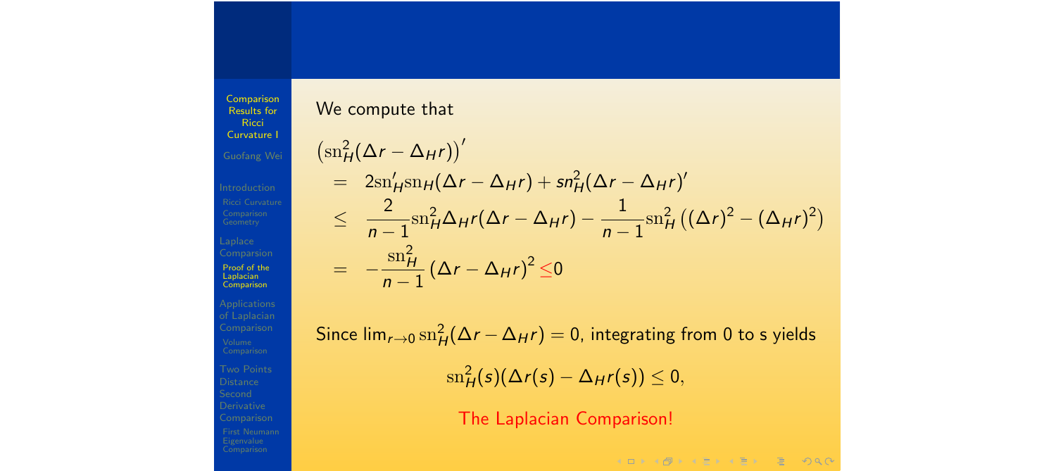We compute that

$$
\begin{aligned}
&\left(\mathrm{sn}_H^2(\Delta r - \Delta_H r)\right)' \\
&= 2\mathrm{sn}_H'\mathrm{sn}_H(\Delta r - \Delta_H r) + sn_H^2(\Delta r - \Delta_H r)' \\
&\le \frac{2}{n-1}\mathrm{sn}_H^2 \Delta_H r(\Delta r - \Delta_H r) - \frac{1}{n-1}\mathrm{sn}_H^2\left((\Delta r)^2 - (\Delta_H r)^2\right) \\
&= -\frac{\mathrm{sn}_H^2}{n-1}\left(\Delta r - \Delta_H r\right)^2 \le 0
\end{aligned}
$$

Since $\lim_{r\to 0}\mathrm{sn}_H^2(\Delta r - \Delta_H r) = 0$, integrating from 0 to s yields

$$
\mathrm{sn}_H^2(s)(\Delta r(s) - \Delta_H r(s)) \le 0,
$$

The Laplacian Comparison!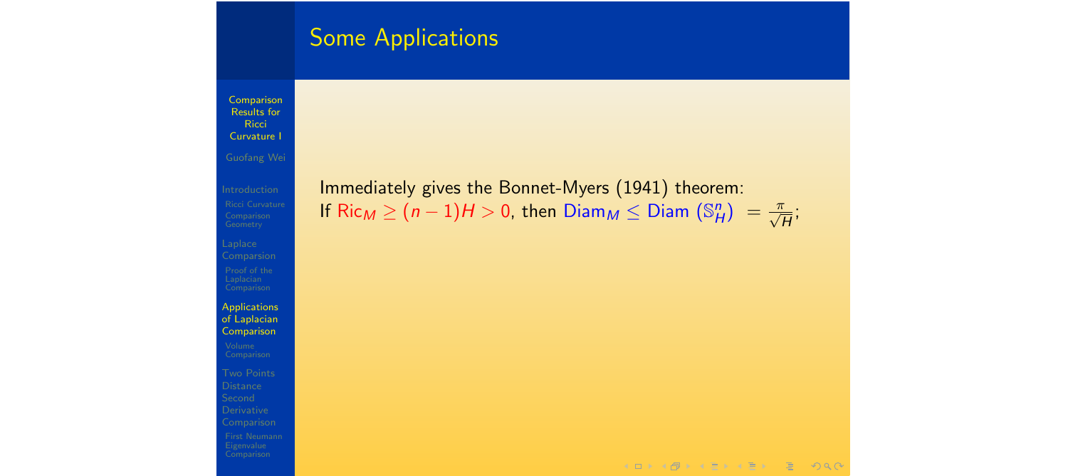## Some Applications

Immediately gives the Bonnet-Myers (1941) theorem:
If $\mathrm{Ric}_M \geq (n-1)H > 0$, then $\mathrm{Diam}_M \leq \mathrm{Diam}\ (\mathbb{S}^n_H)\ = \frac{\pi}{\sqrt{H}}$;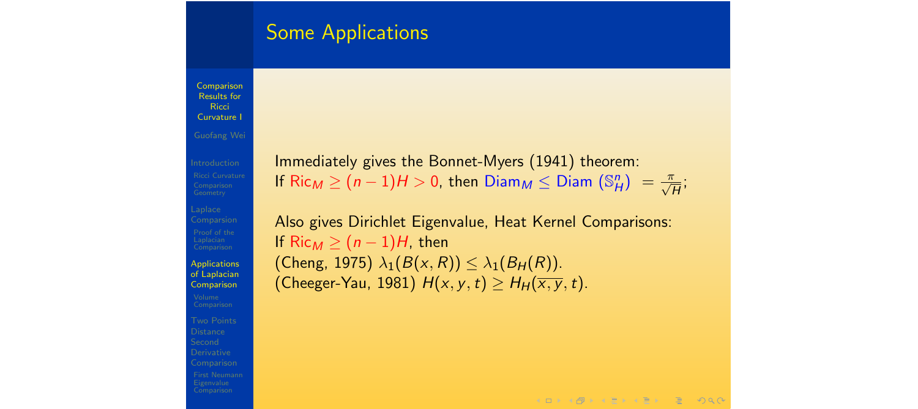## Some Applications

Immediately gives the Bonnet-Myers (1941) theorem:
If $\text{Ric}_M \geq (n-1)H > 0$, then $\text{Diam}_M \leq \text{Diam}\,(\mathbb{S}^n_H) \;= \frac{\pi}{\sqrt{H}}$;

Also gives Dirichlet Eigenvalue, Heat Kernel Comparisons:
If $\text{Ric}_M \geq (n-1)H$, then
(Cheng, 1975) $\lambda_1(B(x,R)) \leq \lambda_1(B_H(R))$.
(Cheeger-Yau, 1981) $H(x,y,t) \geq H_H(\overline{x,y},t)$.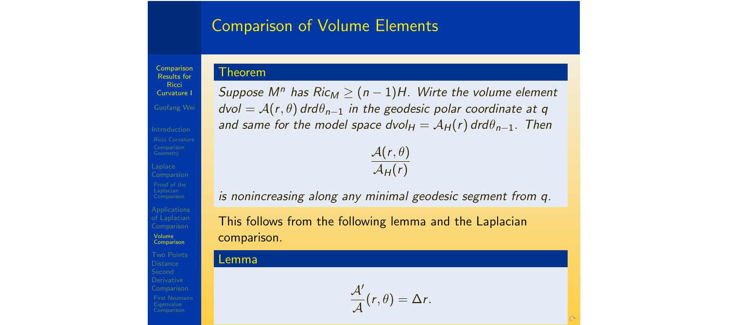## Comparison of Volume Elements

**Theorem**

*Suppose $M^n$ has $Ric_M \geq (n-1)H$. Wirte the volume element $dvol = \mathcal{A}(r,\theta)\, dr d\theta_{n-1}$ in the geodesic polar coordinate at $q$ and same for the model space $dvol_H = \mathcal{A}_H(r)\, dr d\theta_{n-1}$. Then*

$$\frac{\mathcal{A}(r,\theta)}{\mathcal{A}_H(r)}$$

*is nonincreasing along any minimal geodesic segment from $q$.*

This follows from the following lemma and the Laplacian comparison.

**Lemma**

$$\frac{\mathcal{A}'}{\mathcal{A}}(r,\theta) = \Delta r.$$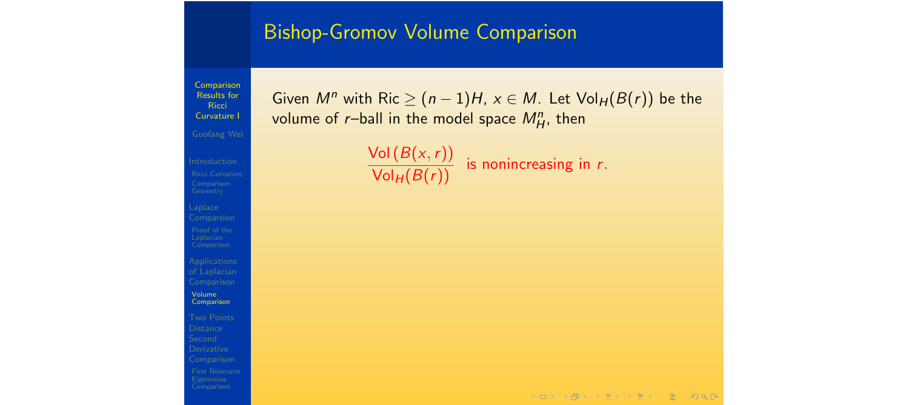## Bishop-Gromov Volume Comparison

Given $M^n$ with $\text{Ric} \geq (n-1)H$, $x \in M$. Let $\text{Vol}_H(B(r))$ be the volume of $r$–ball in the model space $M^n_H$, then

$$\frac{\text{Vol}\,(B(x,r))}{\text{Vol}_H(B(r))} \text{ is nonincreasing in } r.$$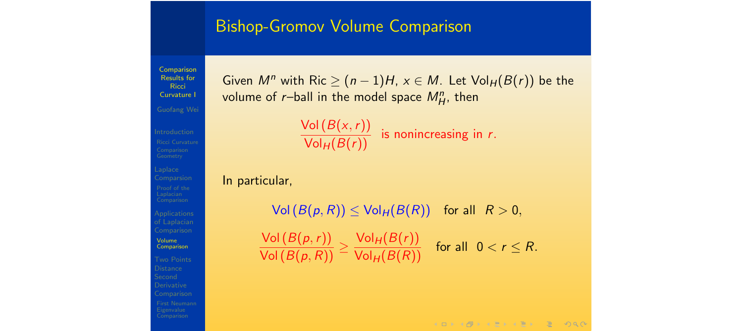# Bishop-Gromov Volume Comparison

Given $M^n$ with $\text{Ric} \geq (n-1)H$, $x \in M$. Let $\text{Vol}_H(B(r))$ be the volume of $r$–ball in the model space $M^n_H$, then

$$\frac{\text{Vol}\,(B(x,r))}{\text{Vol}_H(B(r))} \quad \text{is nonincreasing in } r.$$

In particular,

$$\text{Vol}\,(B(p,R)) \leq \text{Vol}_H(B(R)) \quad \text{for all} \quad R > 0,$$

$$\frac{\text{Vol}\,(B(p,r))}{\text{Vol}\,(B(p,R))} \geq \frac{\text{Vol}_H(B(r))}{\text{Vol}_H(B(R))} \quad \text{for all} \quad 0 < r \leq R.$$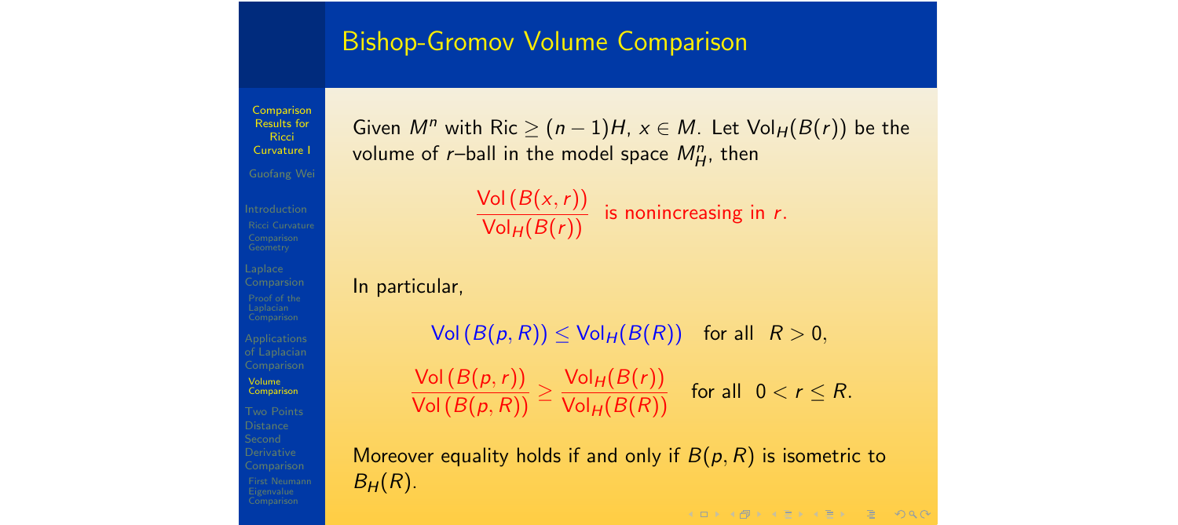# Bishop-Gromov Volume Comparison

Given $M^n$ with $\text{Ric} \geq (n-1)H$, $x \in M$. Let $\text{Vol}_H(B(r))$ be the volume of $r$–ball in the model space $M^n_H$, then

$$\frac{\text{Vol}\,(B(x,r))}{\text{Vol}_H(B(r))} \quad \text{is nonincreasing in } r.$$

In particular,

$$\text{Vol}\,(B(p,R)) \leq \text{Vol}_H(B(R)) \quad \text{for all} \quad R > 0,$$

$$\frac{\text{Vol}\,(B(p,r))}{\text{Vol}\,(B(p,R))} \geq \frac{\text{Vol}_H(B(r))}{\text{Vol}_H(B(R))} \quad \text{for all} \quad 0 < r \leq R.$$

Moreover equality holds if and only if $B(p,R)$ is isometric to $B_H(R)$.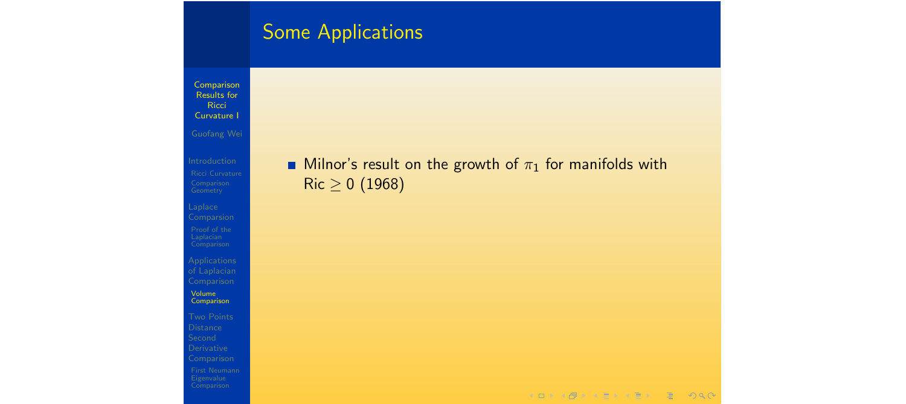## Some Applications

- Milnor's result on the growth of $\pi_1$ for manifolds with $\mathrm{Ric} \geq 0$ (1968)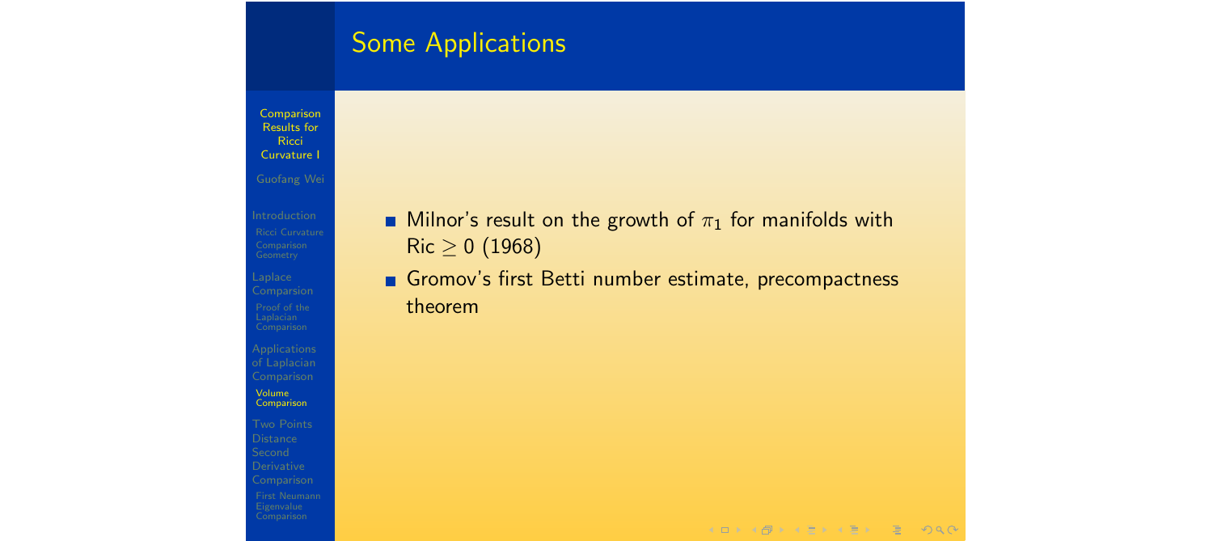## Some Applications

- Milnor's result on the growth of $\pi_1$ for manifolds with $\mathrm{Ric} \geq 0$ (1968)
- Gromov's first Betti number estimate, precompactness theorem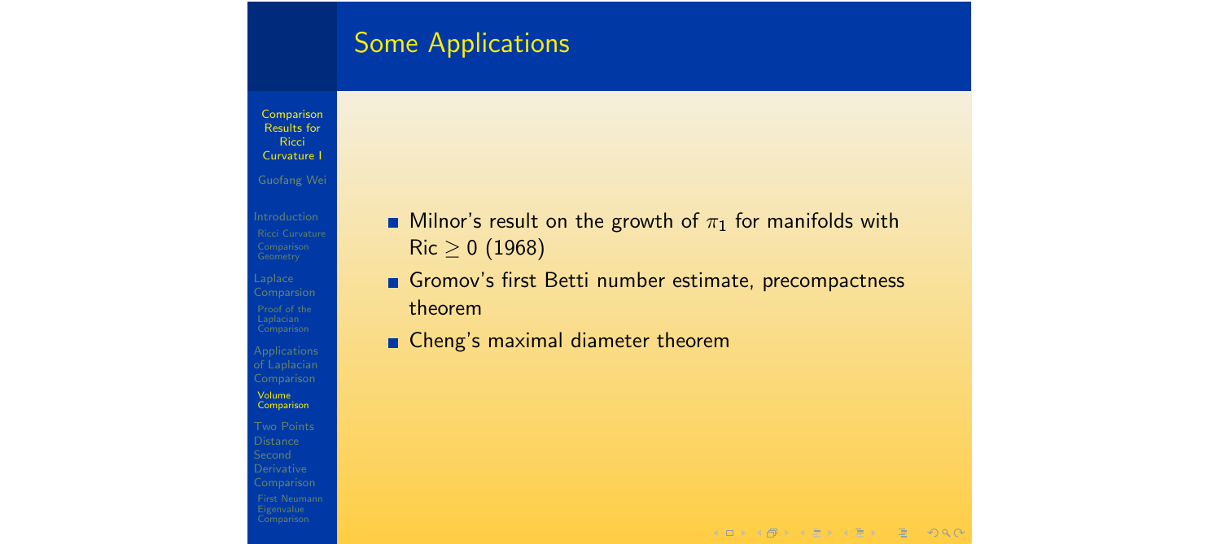## Some Applications

- Milnor's result on the growth of $\pi_1$ for manifolds with $\mathrm{Ric} \geq 0$ (1968)
- Gromov's first Betti number estimate, precompactness theorem
- Cheng's maximal diameter theorem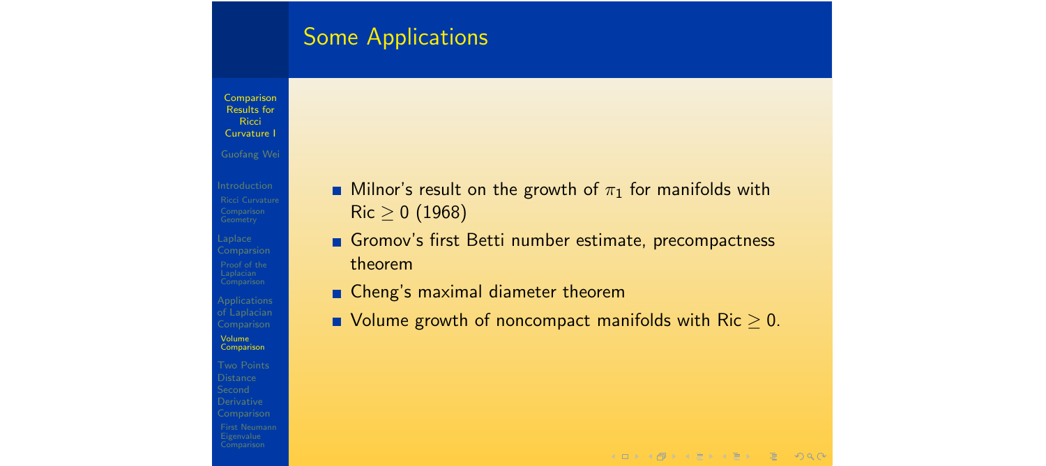## Some Applications

- Milnor's result on the growth of $\pi_1$ for manifolds with $\text{Ric} \geq 0$ (1968)
- Gromov's first Betti number estimate, precompactness theorem
- Cheng's maximal diameter theorem
- Volume growth of noncompact manifolds with $\text{Ric} \geq 0$.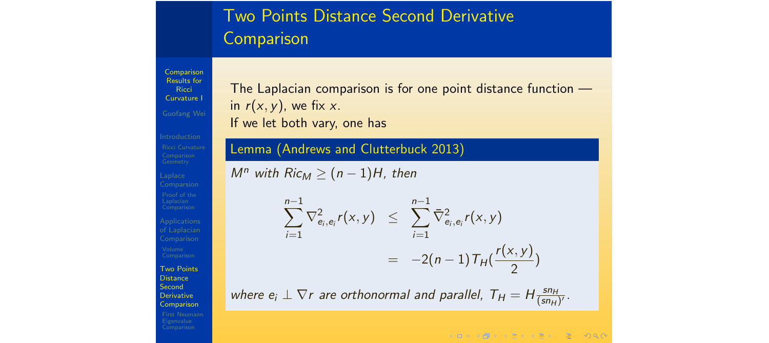# Two Points Distance Second Derivative Comparison

The Laplacian comparison is for one point distance function — in $r(x, y)$, we fix $x$.
If we let both vary, one has

**Lemma (Andrews and Clutterbuck 2013)**

*$M^n$ with $Ric_M \geq (n-1)H$, then*

$$
\begin{aligned}
\sum_{i=1}^{n-1} \nabla^2_{e_i, e_i} r(x, y) &\leq \sum_{i=1}^{n-1} \bar{\nabla}^2_{e_i, e_i} r(x, y) \\
&= -2(n-1) T_H\left(\frac{r(x, y)}{2}\right)
\end{aligned}
$$

*where $e_i \perp \nabla r$ are orthonormal and parallel, $T_H = H \frac{sn_H}{(sn_H)'}$.*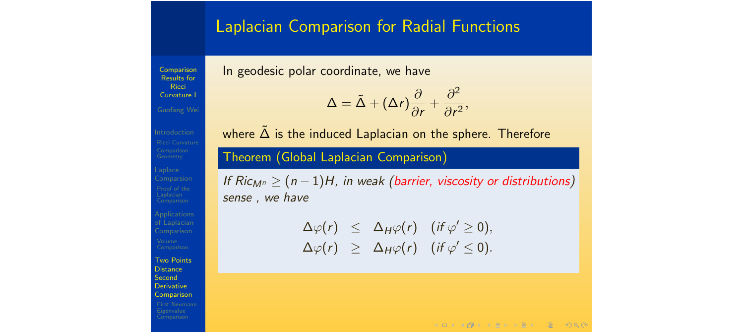## Laplacian Comparison for Radial Functions

In geodesic polar coordinate, we have

$$\Delta = \tilde{\Delta} + (\Delta r)\frac{\partial}{\partial r} + \frac{\partial^2}{\partial r^2},$$

where $\tilde{\Delta}$ is the induced Laplacian on the sphere. Therefore

**Theorem (Global Laplacian Comparison)**

*If $Ric_{M^n} \geq (n-1)H$, in weak (barrier, viscosity or distributions) sense , we have*

$$\begin{aligned}
\Delta\varphi(r) &\leq \Delta_H\varphi(r) \quad (\text{if } \varphi' \geq 0), \\
\Delta\varphi(r) &\geq \Delta_H\varphi(r) \quad (\text{if } \varphi' \leq 0).
\end{aligned}$$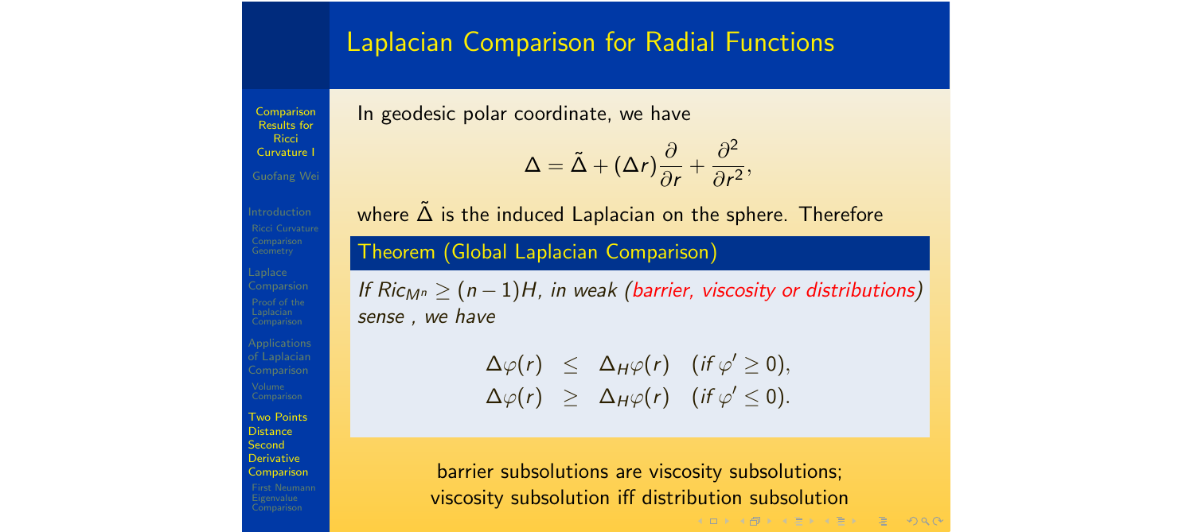## Laplacian Comparison for Radial Functions

In geodesic polar coordinate, we have

$$\Delta = \tilde{\Delta} + (\Delta r)\frac{\partial}{\partial r} + \frac{\partial^2}{\partial r^2},$$

where $\tilde{\Delta}$ is the induced Laplacian on the sphere. Therefore

**Theorem (Global Laplacian Comparison)**

*If $Ric_{M^n} \geq (n-1)H$, in weak (barrier, viscosity or distributions) sense , we have*

$$\begin{aligned}
\Delta\varphi(r) &\leq \Delta_H\varphi(r) \quad (\text{if } \varphi' \geq 0), \\
\Delta\varphi(r) &\geq \Delta_H\varphi(r) \quad (\text{if } \varphi' \leq 0).
\end{aligned}$$

barrier subsolutions are viscosity subsolutions;
viscosity subsolution iff distribution subsolution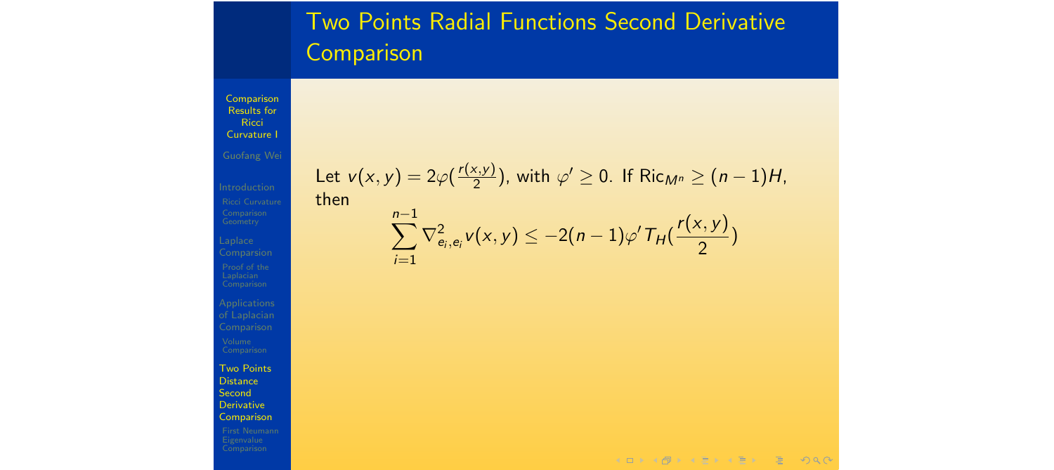# Two Points Radial Functions Second Derivative Comparison

Let $v(x,y) = 2\varphi(\frac{r(x,y)}{2})$, with $\varphi' \geq 0$. If $\mathrm{Ric}_{M^n} \geq (n-1)H$, then

$$\sum_{i=1}^{n-1} \nabla^2_{e_i,e_i} v(x,y) \leq -2(n-1)\varphi' T_H(\frac{r(x,y)}{2})$$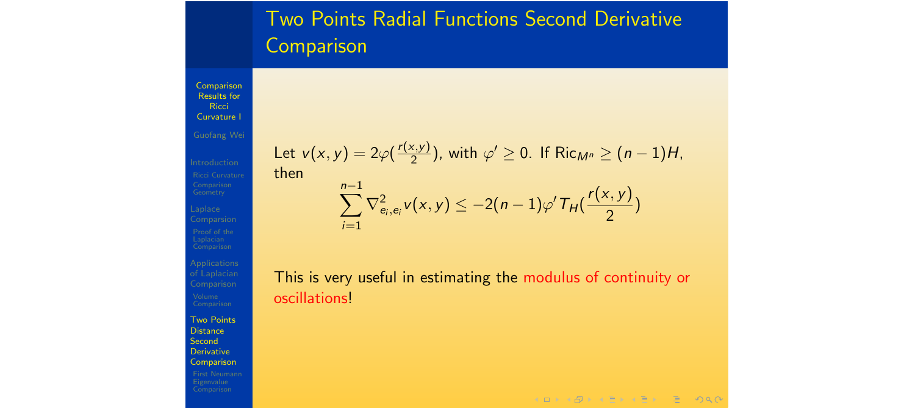# Two Points Radial Functions Second Derivative Comparison

Let $v(x,y) = 2\varphi(\frac{r(x,y)}{2})$, with $\varphi' \geq 0$. If $\text{Ric}_{M^n} \geq (n-1)H$, then

$$\sum_{i=1}^{n-1} \nabla^2_{e_i,e_i} v(x,y) \leq -2(n-1)\varphi' T_H(\frac{r(x,y)}{2})$$

This is very useful in estimating the modulus of continuity or oscillations!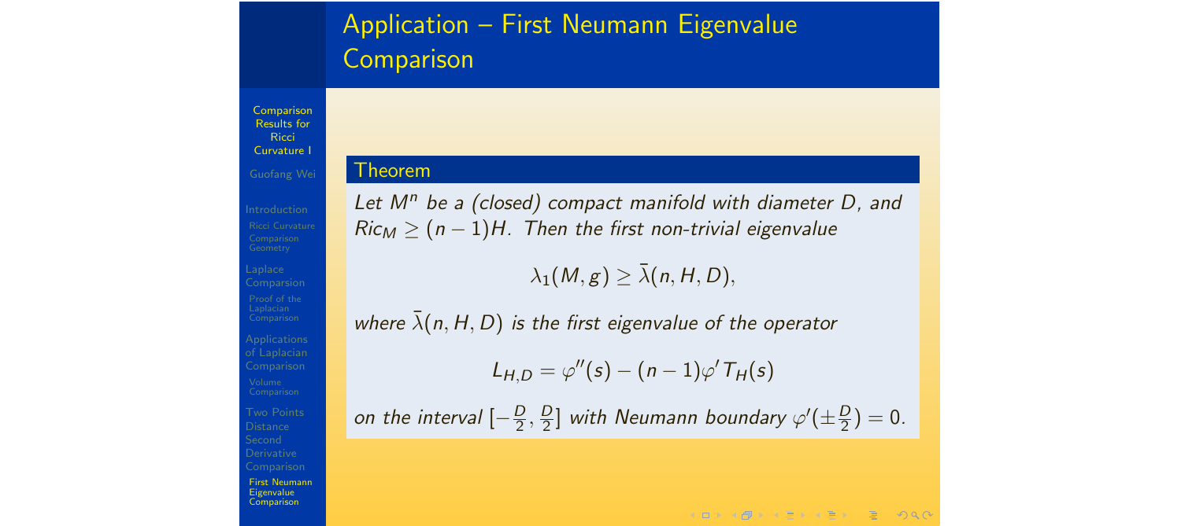## Application – First Neumann Eigenvalue Comparison

**Theorem**

*Let $M^n$ be a (closed) compact manifold with diameter $D$, and $Ric_M \geq (n-1)H$. Then the first non-trivial eigenvalue*

$$\lambda_1(M,g) \geq \bar{\lambda}(n,H,D),$$

*where $\bar{\lambda}(n,H,D)$ is the first eigenvalue of the operator*

$$L_{H,D} = \varphi''(s) - (n-1)\varphi' T_H(s)$$

*on the interval $[-\frac{D}{2}, \frac{D}{2}]$ with Neumann boundary $\varphi'(\pm\frac{D}{2}) = 0$.*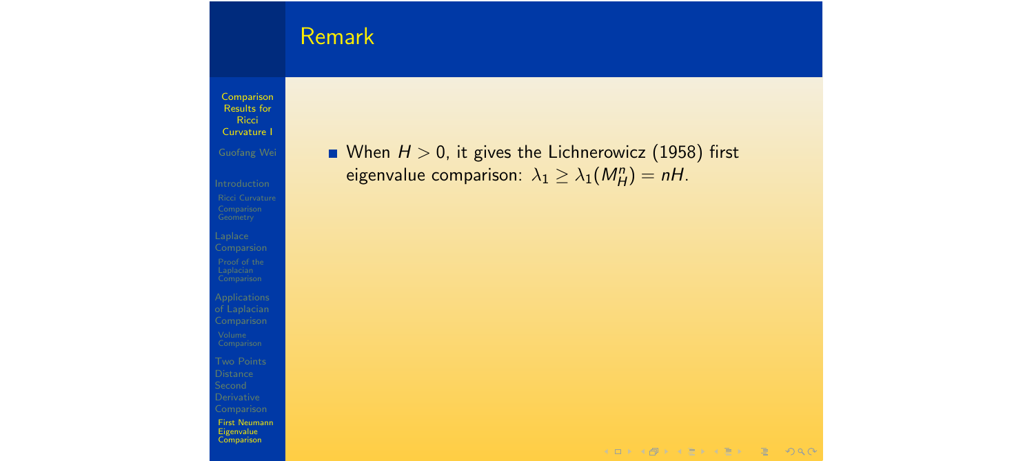## Remark

- When $H > 0$, it gives the Lichnerowicz (1958) first eigenvalue comparison: $\lambda_1 \geq \lambda_1(M^n_H) = nH$.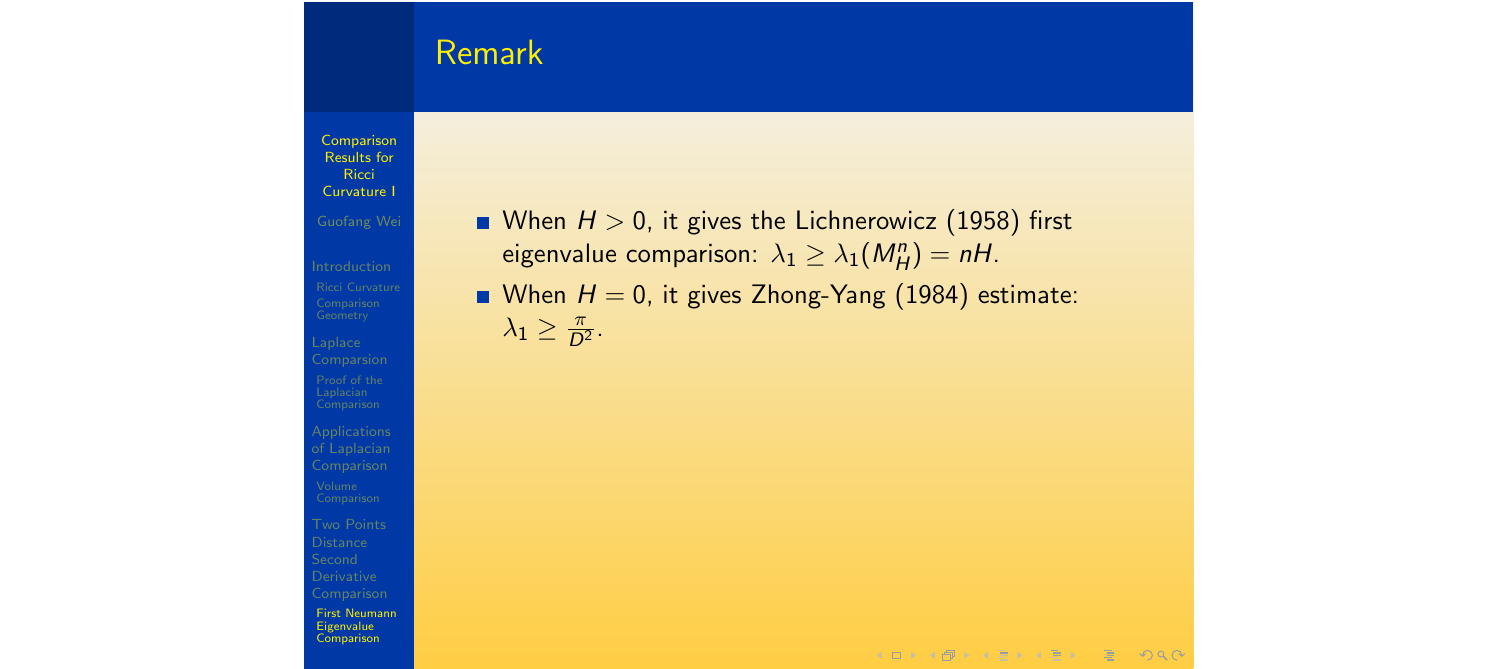## Remark

- When $H > 0$, it gives the Lichnerowicz (1958) first eigenvalue comparison: $\lambda_1 \geq \lambda_1(M^n_H) = nH$.
- When $H = 0$, it gives Zhong-Yang (1984) estimate: $\lambda_1 \geq \frac{\pi}{D^2}$.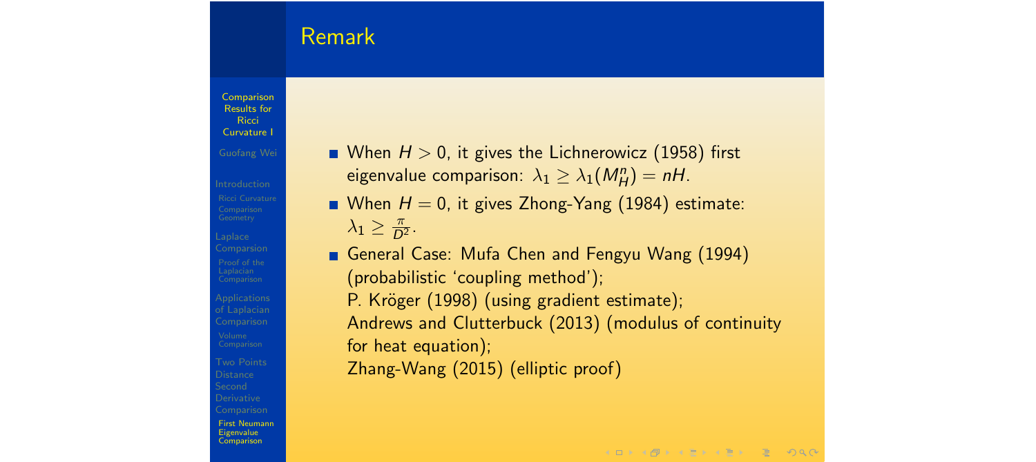## Remark

- When $H > 0$, it gives the Lichnerowicz (1958) first eigenvalue comparison: $\lambda_1 \geq \lambda_1(M^n_H) = nH$.
- When $H = 0$, it gives Zhong-Yang (1984) estimate: $\lambda_1 \geq \frac{\pi}{D^2}$.
- General Case: Mufa Chen and Fengyu Wang (1994) (probabilistic 'coupling method');
  P. Kröger (1998) (using gradient estimate);
  Andrews and Clutterbuck (2013) (modulus of continuity for heat equation);
  Zhang-Wang (2015) (elliptic proof)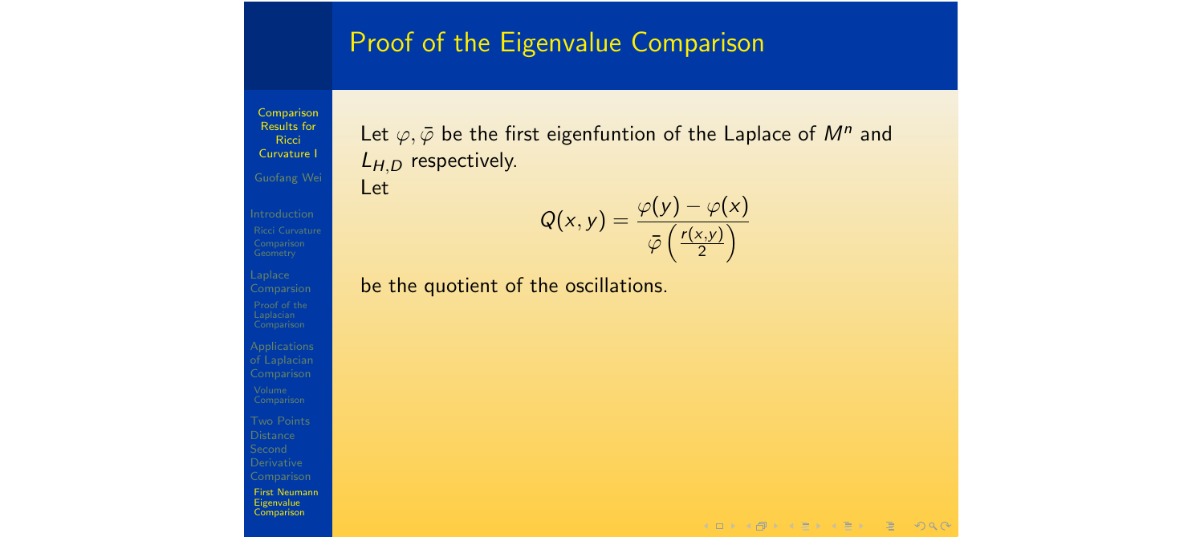# Proof of the Eigenvalue Comparison

Let $\varphi, \bar{\varphi}$ be the first eigenfuntion of the Laplace of $M^n$ and $L_{H,D}$ respectively.

Let

$$Q(x,y) = \frac{\varphi(y) - \varphi(x)}{\bar{\varphi}\left(\frac{r(x,y)}{2}\right)}$$

be the quotient of the oscillations.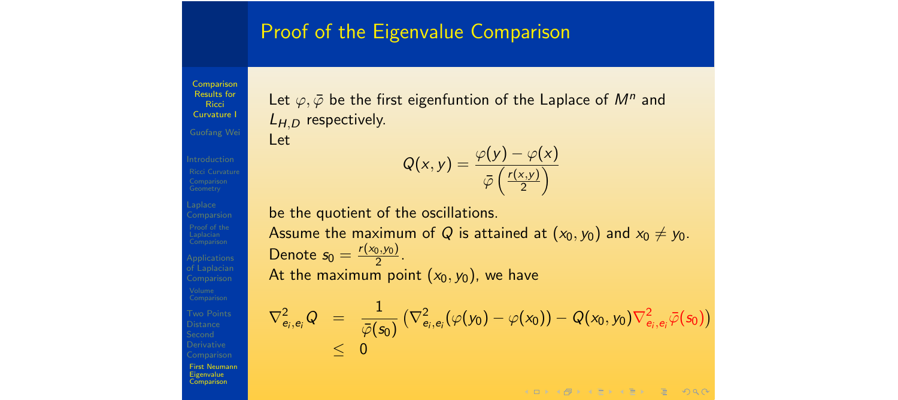## Proof of the Eigenvalue Comparison

Let $\varphi, \bar{\varphi}$ be the first eigenfuntion of the Laplace of $M^n$ and $L_{H,D}$ respectively.
Let

$$Q(x,y) = \frac{\varphi(y) - \varphi(x)}{\bar{\varphi}\left(\frac{r(x,y)}{2}\right)}$$

be the quotient of the oscillations.
Assume the maximum of $Q$ is attained at $(x_0, y_0)$ and $x_0 \neq y_0$.
Denote $s_0 = \frac{r(x_0,y_0)}{2}$.
At the maximum point $(x_0, y_0)$, we have

$$\begin{aligned}
\nabla^2_{e_i,e_i} Q &= \frac{1}{\bar{\varphi}(s_0)} \left( \nabla^2_{e_i,e_i}(\varphi(y_0) - \varphi(x_0)) - Q(x_0,y_0) \nabla^2_{e_i,e_i} \bar{\varphi}(s_0) \right) \\
&\leq 0
\end{aligned}$$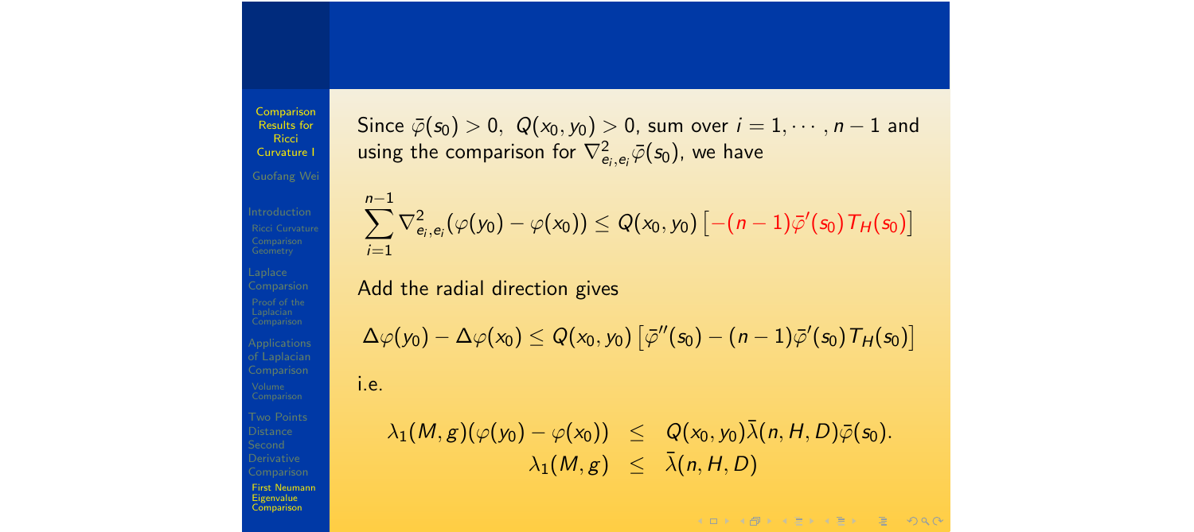Since $\bar{\varphi}(s_0) > 0$, $Q(x_0, y_0) > 0$, sum over $i = 1, \cdots, n-1$ and using the comparison for $\nabla^2_{e_i,e_i}\bar{\varphi}(s_0)$, we have

$$\sum_{i=1}^{n-1} \nabla^2_{e_i,e_i}(\varphi(y_0) - \varphi(x_0)) \leq Q(x_0, y_0)\left[-(n-1)\bar{\varphi}'(s_0)T_H(s_0)\right]$$

Add the radial direction gives

$$\Delta\varphi(y_0) - \Delta\varphi(x_0) \leq Q(x_0, y_0)\left[\bar{\varphi}''(s_0) - (n-1)\bar{\varphi}'(s_0)T_H(s_0)\right]$$

i.e.

$$\begin{aligned} \lambda_1(M,g)(\varphi(y_0) - \varphi(x_0)) &\leq Q(x_0, y_0)\bar{\lambda}(n, H, D)\bar{\varphi}(s_0). \\ \lambda_1(M,g) &\leq \bar{\lambda}(n, H, D) \end{aligned}$$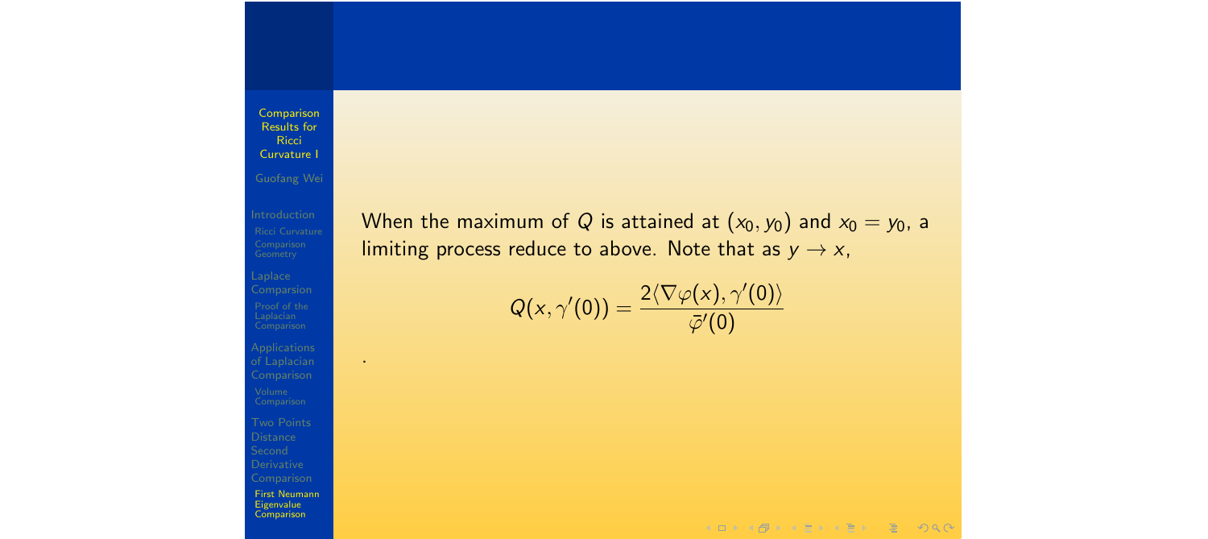When the maximum of $Q$ is attained at $(x_0, y_0)$ and $x_0 = y_0$, a limiting process reduce to above. Note that as $y \to x$,

$$Q(x, \gamma'(0)) = \frac{2\langle \nabla \varphi(x), \gamma'(0) \rangle}{\bar{\varphi}'(0)}$$

.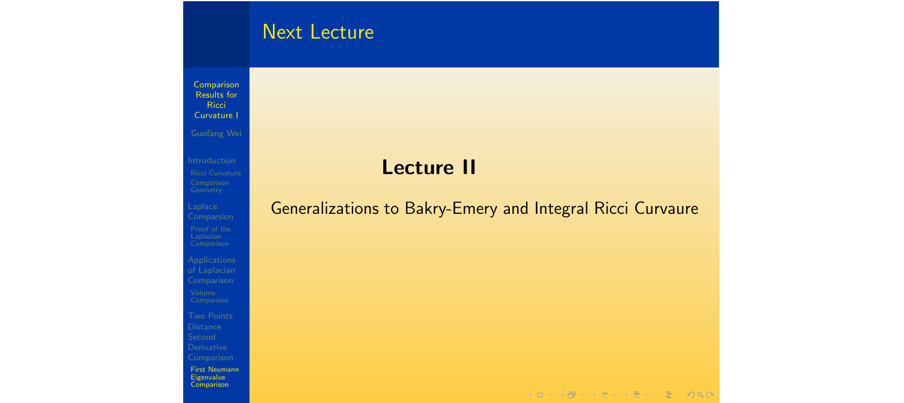## Next Lecture

**Lecture II**

Generalizations to Bakry-Emery and Integral Ricci Curvaure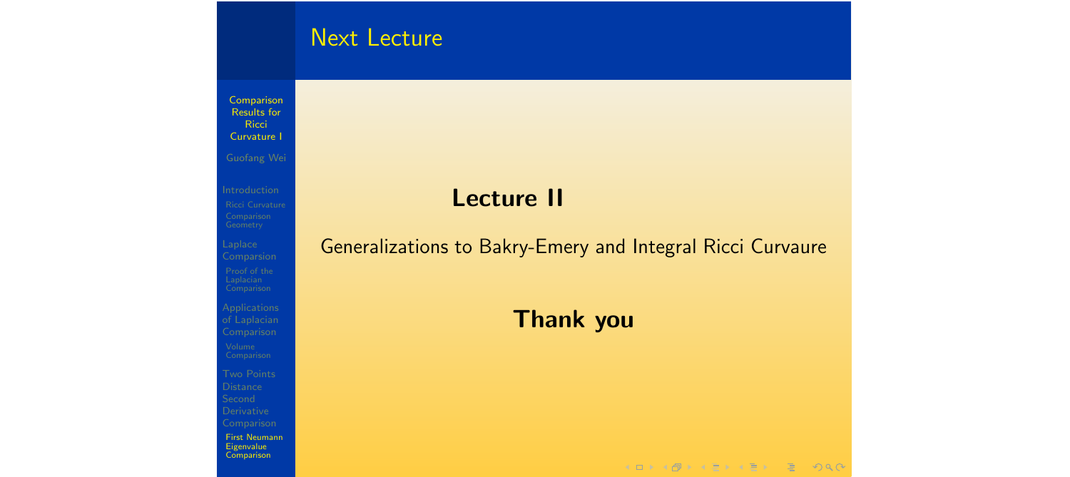## Next Lecture

**Lecture II**

Generalizations to Bakry-Emery and Integral Ricci Curvaure

**Thank you**